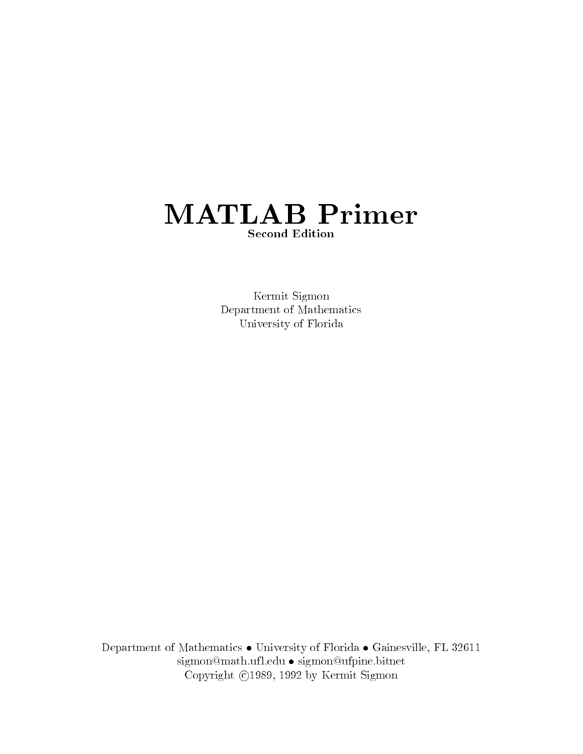# MATLAB Primer

**Second Edition**

Kermit Sigmon
Department of Mathematics
University of Florida

Department of Mathematics • University of Florida • Gainesville, FL 32611
sigmon@math.ufl.edu • sigmon@ufpine.bitnet
Copyright ©1989, 1992 by Kermit Sigmon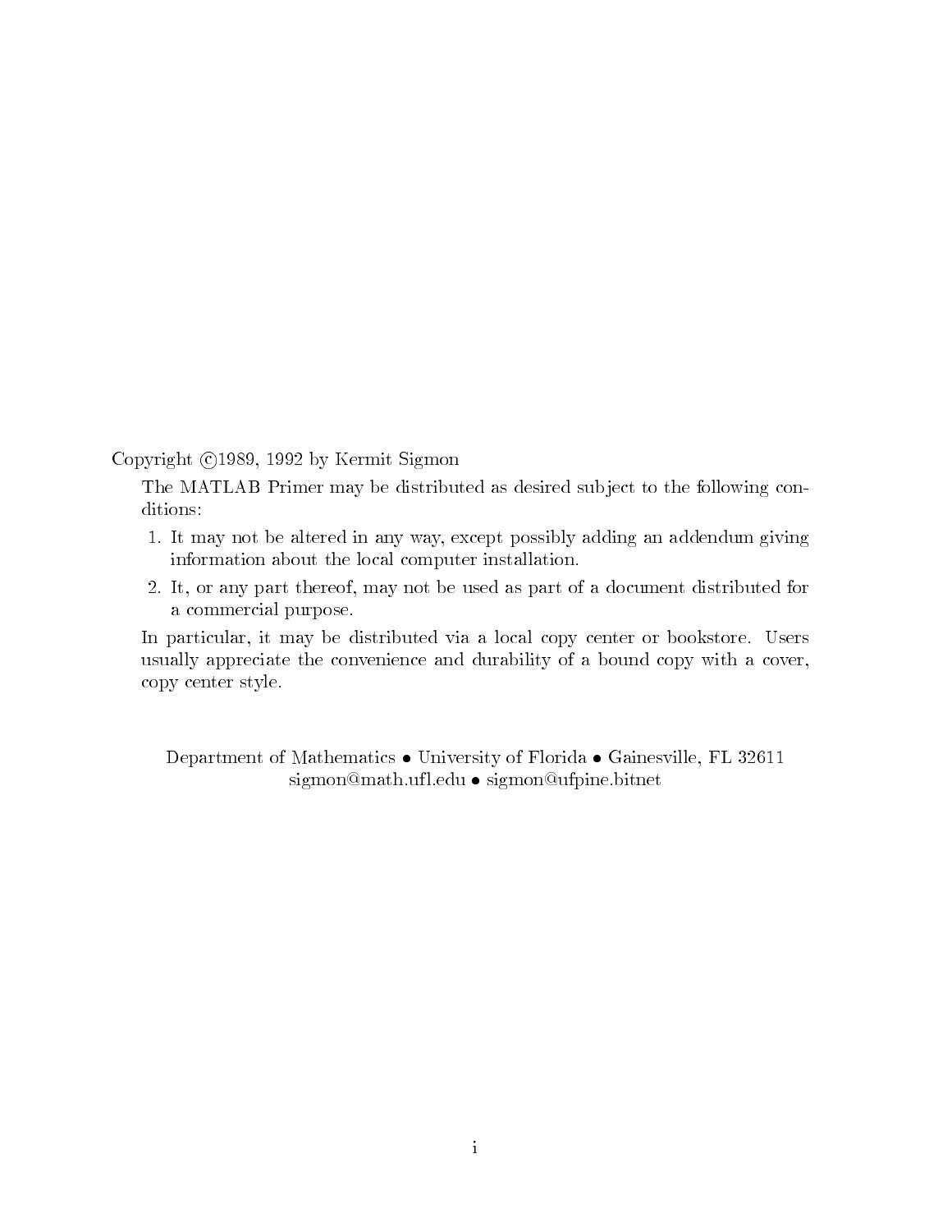Copyright ©1989, 1992 by Kermit Sigmon

The MATLAB Primer may be distributed as desired subject to the following conditions:

1. It may not be altered in any way, except possibly adding an addendum giving information about the local computer installation.
2. It, or any part thereof, may not be used as part of a document distributed for a commercial purpose.

In particular, it may be distributed via a local copy center or bookstore. Users usually appreciate the convenience and durability of a bound copy with a cover, copy center style.

Department of Mathematics • University of Florida • Gainesville, FL 32611
sigmon@math.ufl.edu • sigmon@ufpine.bitnet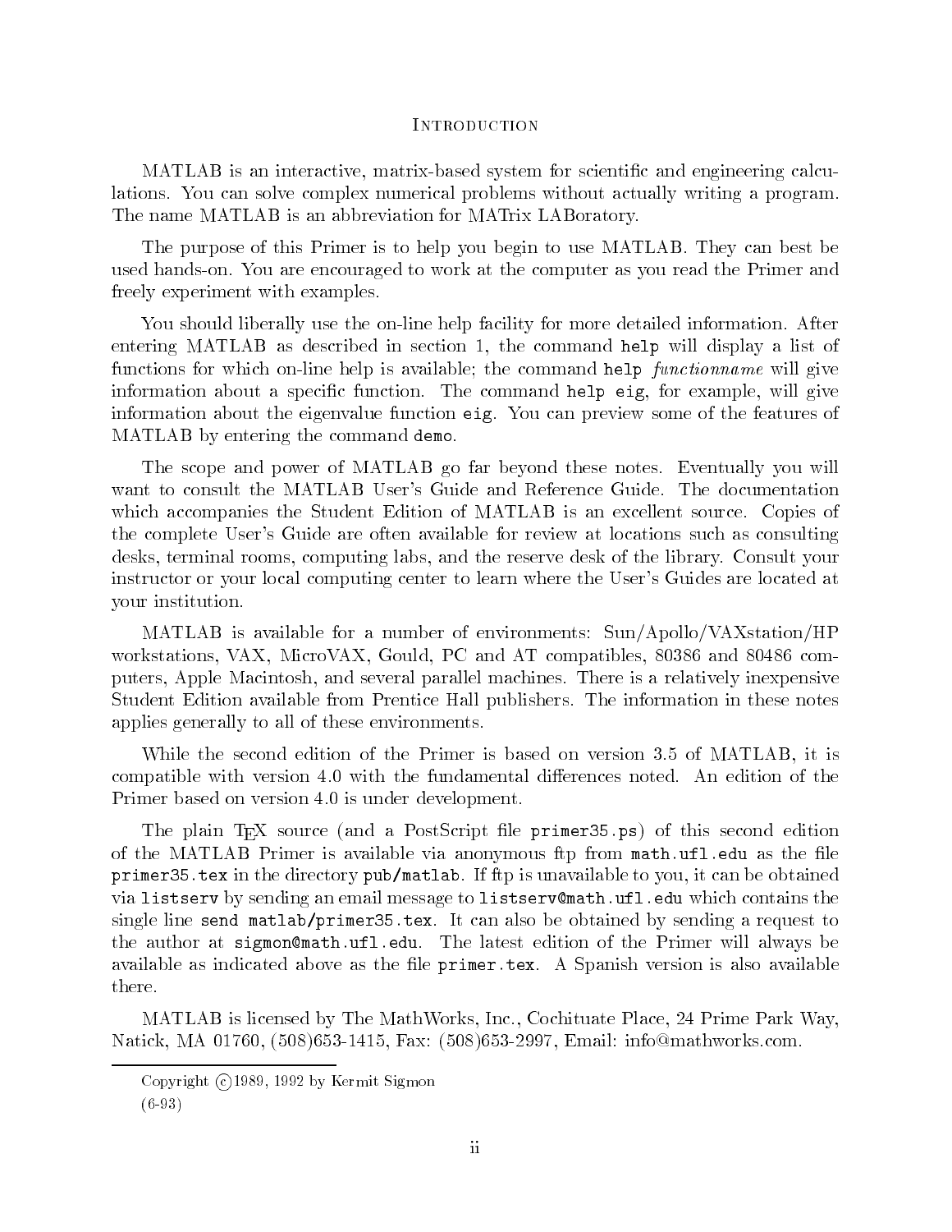# Introduction

MATLAB is an interactive, matrix-based system for scientific and engineering calculations. You can solve complex numerical problems without actually writing a program. The name MATLAB is an abbreviation for MATrix LABoratory.

The purpose of this Primer is to help you begin to use MATLAB. They can best be used hands-on. You are encouraged to work at the computer as you read the Primer and freely experiment with examples.

You should liberally use the on-line help facility for more detailed information. After entering MATLAB as described in section 1, the command `help` will display a list of functions for which on-line help is available; the command `help` *functionname* will give information about a specific function. The command `help eig`, for example, will give information about the eigenvalue function `eig`. You can preview some of the features of MATLAB by entering the command `demo`.

The scope and power of MATLAB go far beyond these notes. Eventually you will want to consult the MATLAB User's Guide and Reference Guide. The documentation which accompanies the Student Edition of MATLAB is an excellent source. Copies of the complete User's Guide are often available for review at locations such as consulting desks, terminal rooms, computing labs, and the reserve desk of the library. Consult your instructor or your local computing center to learn where the User's Guides are located at your institution.

MATLAB is available for a number of environments: Sun/Apollo/VAXstation/HP workstations, VAX, MicroVAX, Gould, PC and AT compatibles, 80386 and 80486 computers, Apple Macintosh, and several parallel machines. There is a relatively inexpensive Student Edition available from Prentice Hall publishers. The information in these notes applies generally to all of these environments.

While the second edition of the Primer is based on version 3.5 of MATLAB, it is compatible with version 4.0 with the fundamental differences noted. An edition of the Primer based on version 4.0 is under development.

The plain TEX source (and a PostScript file `primer35.ps`) of this second edition of the MATLAB Primer is available via anonymous ftp from `math.ufl.edu` as the file `primer35.tex` in the directory `pub/matlab`. If ftp is unavailable to you, it can be obtained via `listserv` by sending an email message to `listserv@math.ufl.edu` which contains the single line `send matlab/primer35.tex`. It can also be obtained by sending a request to the author at `sigmon@math.ufl.edu`. The latest edition of the Primer will always be available as indicated above as the file `primer.tex`. A Spanish version is also available there.

MATLAB is licensed by The MathWorks, Inc., Cochituate Place, 24 Prime Park Way, Natick, MA 01760, (508)653-1415, Fax: (508)653-2997, Email: info@mathworks.com.

---

Copyright ©1989, 1992 by Kermit Sigmon

(6-93)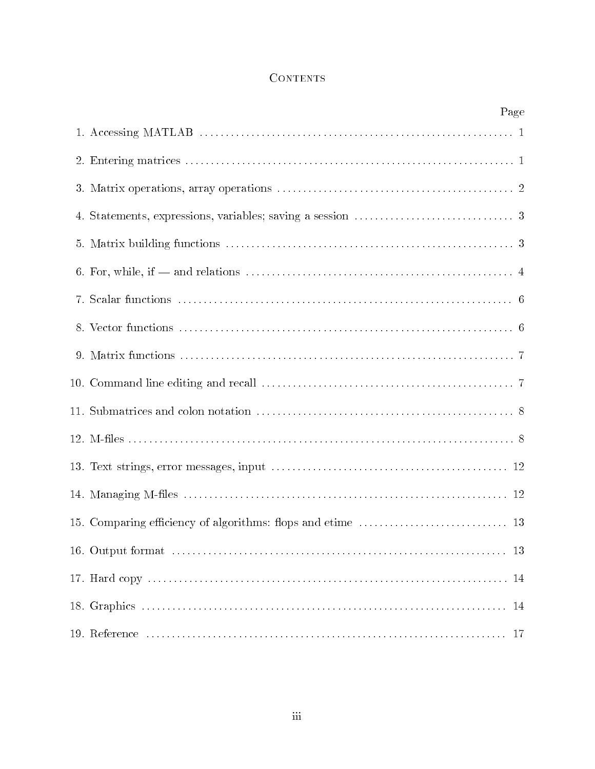# Contents

| | Page |
|---|---|
| 1. Accessing MATLAB | 1 |
| 2. Entering matrices | 1 |
| 3. Matrix operations, array operations | 2 |
| 4. Statements, expressions, variables; saving a session | 3 |
| 5. Matrix building functions | 3 |
| 6. For, while, if — and relations | 4 |
| 7. Scalar functions | 6 |
| 8. Vector functions | 6 |
| 9. Matrix functions | 7 |
| 10. Command line editing and recall | 7 |
| 11. Submatrices and colon notation | 8 |
| 12. M-files | 8 |
| 13. Text strings, error messages, input | 12 |
| 14. Managing M-files | 12 |
| 15. Comparing efficiency of algorithms: flops and etime | 13 |
| 16. Output format | 13 |
| 17. Hard copy | 14 |
| 18. Graphics | 14 |
| 19. Reference | 17 |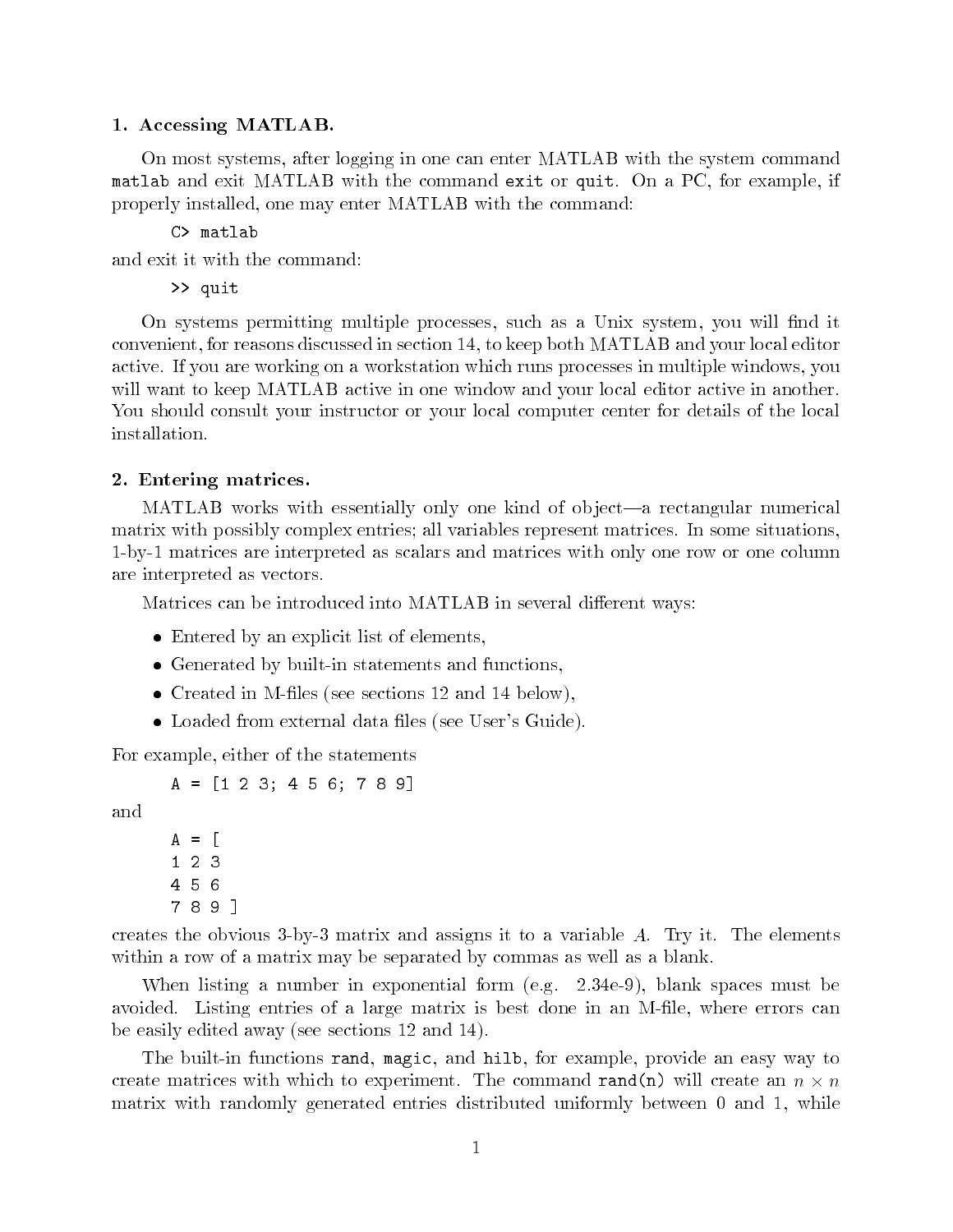## 1. Accessing MATLAB.

On most systems, after logging in one can enter MATLAB with the system command `matlab` and exit MATLAB with the command `exit` or `quit`. On a PC, for example, if properly installed, one may enter MATLAB with the command:

```
C> matlab
```

and exit it with the command:

```
>> quit
```

On systems permitting multiple processes, such as a Unix system, you will find it convenient, for reasons discussed in section 14, to keep both MATLAB and your local editor active. If you are working on a workstation which runs processes in multiple windows, you will want to keep MATLAB active in one window and your local editor active in another. You should consult your instructor or your local computer center for details of the local installation.

## 2. Entering matrices.

MATLAB works with essentially only one kind of object—a rectangular numerical matrix with possibly complex entries; all variables represent matrices. In some situations, 1-by-1 matrices are interpreted as scalars and matrices with only one row or one column are interpreted as vectors.

Matrices can be introduced into MATLAB in several different ways:

- Entered by an explicit list of elements,
- Generated by built-in statements and functions,
- Created in M-files (see sections 12 and 14 below),
- Loaded from external data files (see User's Guide).

For example, either of the statements

```
A = [1 2 3; 4 5 6; 7 8 9]
```

and

```
A = [
1 2 3
4 5 6
7 8 9 ]
```

creates the obvious 3-by-3 matrix and assigns it to a variable $A$. Try it. The elements within a row of a matrix may be separated by commas as well as a blank.

When listing a number in exponential form (e.g. 2.34e-9), blank spaces must be avoided. Listing entries of a large matrix is best done in an M-file, where errors can be easily edited away (see sections 12 and 14).

The built-in functions `rand`, `magic`, and `hilb`, for example, provide an easy way to create matrices with which to experiment. The command `rand(n)` will create an $n \times n$ matrix with randomly generated entries distributed uniformly between 0 and 1, while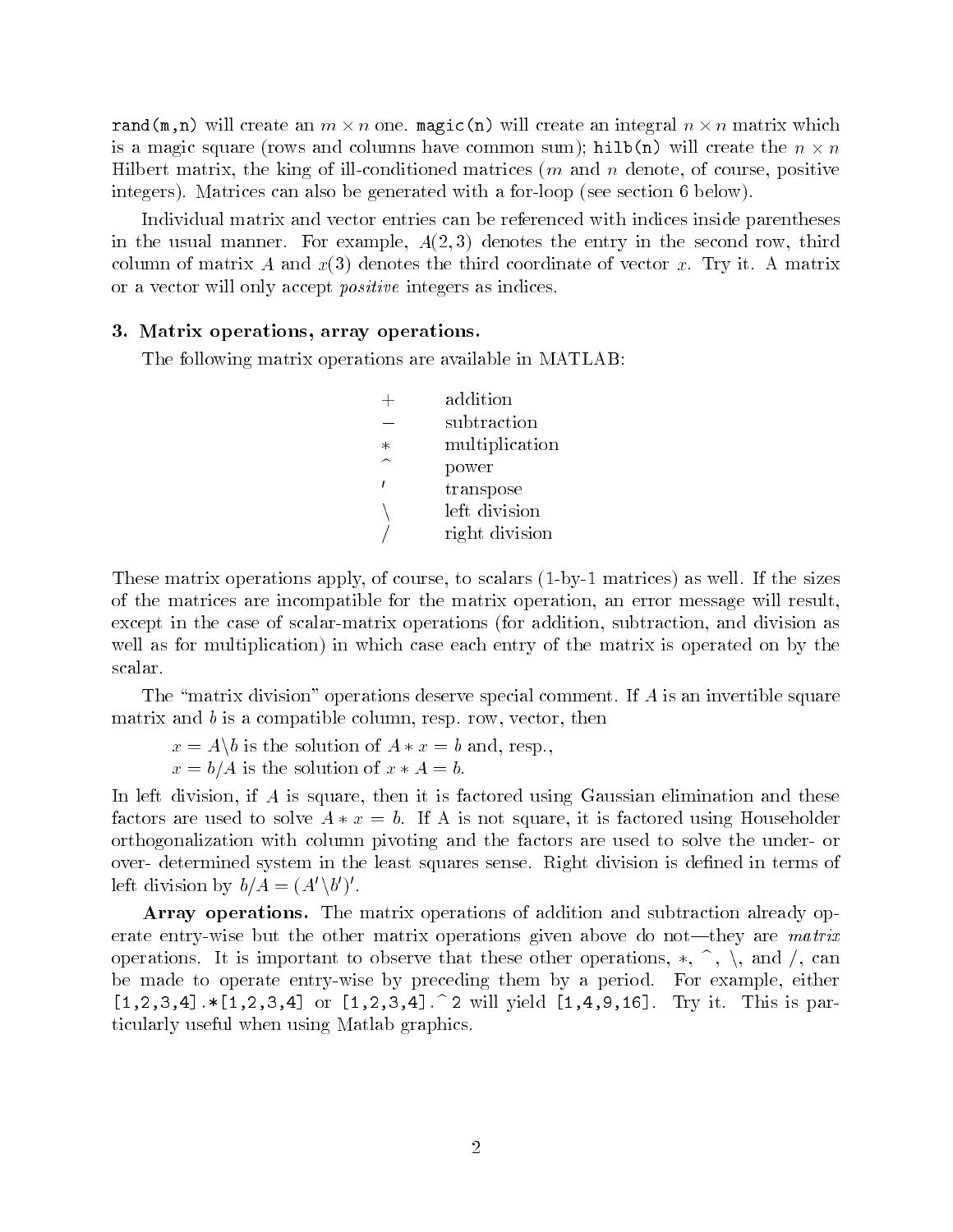`rand(m,n)` will create an $m \times n$ one. `magic(n)` will create an integral $n \times n$ matrix which is a magic square (rows and columns have common sum); `hilb(n)` will create the $n \times n$ Hilbert matrix, the king of ill-conditioned matrices ($m$ and $n$ denote, of course, positive integers). Matrices can also be generated with a for-loop (see section 6 below).

Individual matrix and vector entries can be referenced with indices inside parentheses in the usual manner. For example, $A(2,3)$ denotes the entry in the second row, third column of matrix $A$ and $x(3)$ denotes the third coordinate of vector $x$. Try it. A matrix or a vector will only accept *positive* integers as indices.

### 3. Matrix operations, array operations.

The following matrix operations are available in MATLAB:

| | |
|---|---|
| $+$ | addition |
| $-$ | subtraction |
| $*$ | multiplication |
| $\hat{}$ | power |
| $'$ | transpose |
| $\backslash$ | left division |
| $/$ | right division |

These matrix operations apply, of course, to scalars (1-by-1 matrices) as well. If the sizes of the matrices are incompatible for the matrix operation, an error message will result, except in the case of scalar-matrix operations (for addition, subtraction, and division as well as for multiplication) in which case each entry of the matrix is operated on by the scalar.

The "matrix division" operations deserve special comment. If $A$ is an invertible square matrix and $b$ is a compatible column, resp. row, vector, then

$x = A\backslash b$ is the solution of $A * x = b$ and, resp.,
$x = b/A$ is the solution of $x * A = b$.

In left division, if $A$ is square, then it is factored using Gaussian elimination and these factors are used to solve $A * x = b$. If A is not square, it is factored using Householder orthogonalization with column pivoting and the factors are used to solve the under- or over- determined system in the least squares sense. Right division is defined in terms of left division by $b/A = (A'\backslash b')'$.

**Array operations.** The matrix operations of addition and subtraction already operate entry-wise but the other matrix operations given above do not—they are *matrix* operations. It is important to observe that these other operations, $*$, $\hat{}$, $\backslash$, and $/$, can be made to operate entry-wise by preceding them by a period. For example, either `[1,2,3,4].*[1,2,3,4]` or `[1,2,3,4].^2` will yield `[1,4,9,16]`. Try it. This is particularly useful when using Matlab graphics.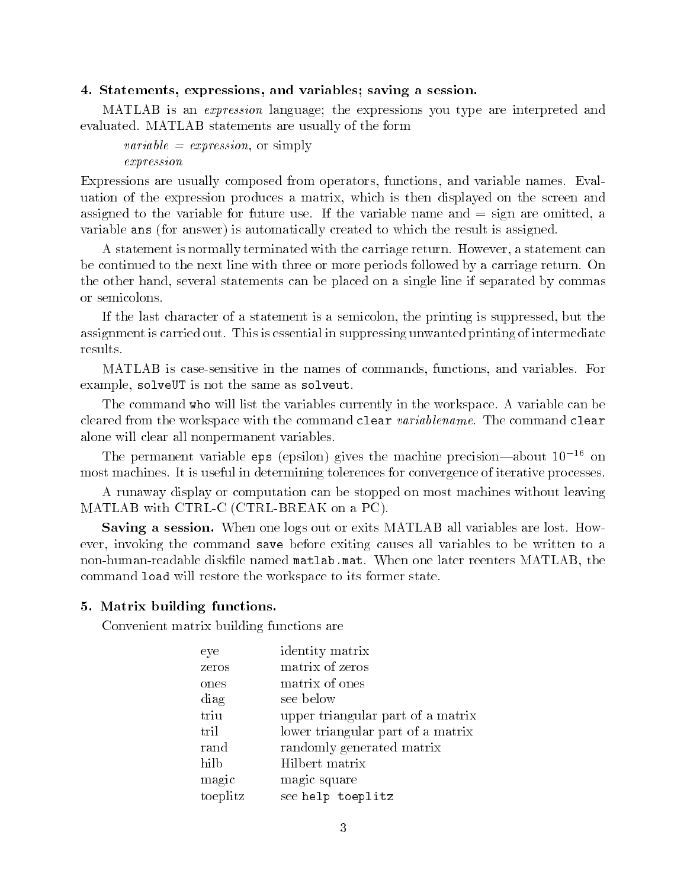### 4. Statements, expressions, and variables; saving a session.

MATLAB is an *expression* language; the expressions you type are interpreted and evaluated. MATLAB statements are usually of the form

> *variable* = *expression*, or simply
> *expression*

Expressions are usually composed from operators, functions, and variable names. Evaluation of the expression produces a matrix, which is then displayed on the screen and assigned to the variable for future use. If the variable name and = sign are omitted, a variable `ans` (for answer) is automatically created to which the result is assigned.

A statement is normally terminated with the carriage return. However, a statement can be continued to the next line with three or more periods followed by a carriage return. On the other hand, several statements can be placed on a single line if separated by commas or semicolons.

If the last character of a statement is a semicolon, the printing is suppressed, but the assignment is carried out. This is essential in suppressing unwanted printing of intermediate results.

MATLAB is case-sensitive in the names of commands, functions, and variables. For example, `solveUT` is not the same as `solveut`.

The command `who` will list the variables currently in the workspace. A variable can be cleared from the workspace with the command `clear` *variablename*. The command `clear` alone will clear all nonpermanent variables.

The permanent variable `eps` (epsilon) gives the machine precision—about $10^{-16}$ on most machines. It is useful in determining tolerences for convergence of iterative processes.

A runaway display or computation can be stopped on most machines without leaving MATLAB with CTRL-C (CTRL-BREAK on a PC).

**Saving a session.** When one logs out or exits MATLAB all variables are lost. However, invoking the command `save` before exiting causes all variables to be written to a non-human-readable diskfile named `matlab.mat`. When one later reenters MATLAB, the command `load` will restore the workspace to its former state.

### 5. Matrix building functions.

Convenient matrix building functions are

| | |
|---|---|
| eye | identity matrix |
| zeros | matrix of zeros |
| ones | matrix of ones |
| diag | see below |
| triu | upper triangular part of a matrix |
| tril | lower triangular part of a matrix |
| rand | randomly generated matrix |
| hilb | Hilbert matrix |
| magic | magic square |
| toeplitz | see `help toeplitz` |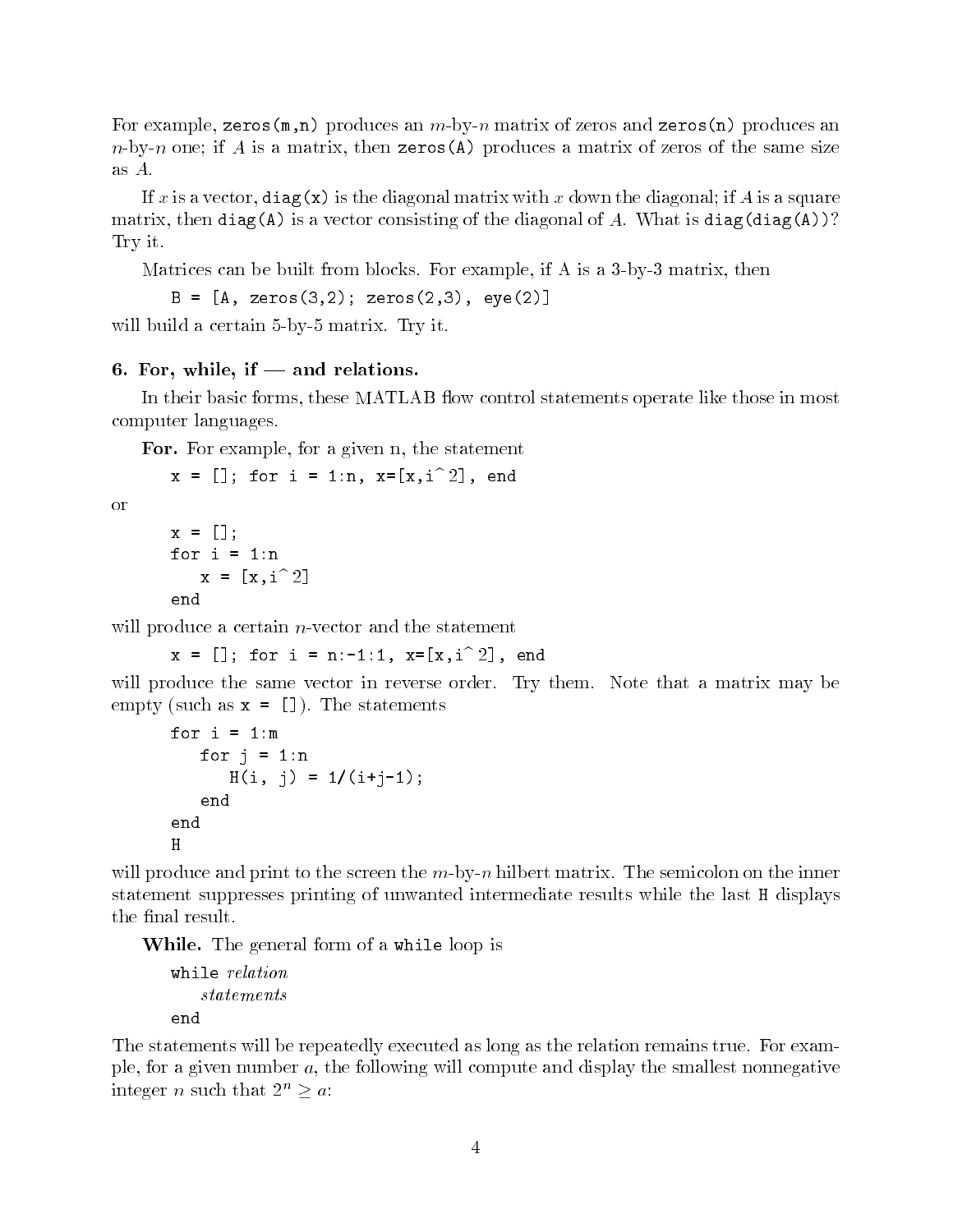For example, `zeros(m,n)` produces an $m$-by-$n$ matrix of zeros and `zeros(n)` produces an $n$-by-$n$ one; if $A$ is a matrix, then `zeros(A)` produces a matrix of zeros of the same size as $A$.

If $x$ is a vector, `diag(x)` is the diagonal matrix with $x$ down the diagonal; if $A$ is a square matrix, then `diag(A)` is a vector consisting of the diagonal of $A$. What is `diag(diag(A))`? Try it.

Matrices can be built from blocks. For example, if A is a 3-by-3 matrix, then

```
B = [A, zeros(3,2); zeros(2,3), eye(2)]
```

will build a certain 5-by-5 matrix. Try it.

## 6. For, while, if — and relations.

In their basic forms, these MATLAB flow control statements operate like those in most computer languages.

**For.** For example, for a given n, the statement

```
x = []; for i = 1:n, x=[x,i^2], end
```

or

```
x = [];
for i = 1:n
   x = [x,i^2]
end
```

will produce a certain $n$-vector and the statement

```
x = []; for i = n:-1:1, x=[x,i^2], end
```

will produce the same vector in reverse order. Try them. Note that a matrix may be empty (such as `x = []`). The statements

```
for i = 1:m
   for j = 1:n
      H(i, j) = 1/(i+j-1);
   end
end
H
```

will produce and print to the screen the $m$-by-$n$ hilbert matrix. The semicolon on the inner statement suppresses printing of unwanted intermediate results while the last `H` displays the final result.

**While.** The general form of a `while` loop is

```
while relation
   statements
end
```

The statements will be repeatedly executed as long as the relation remains true. For example, for a given number $a$, the following will compute and display the smallest nonnegative integer $n$ such that $2^n \geq a$: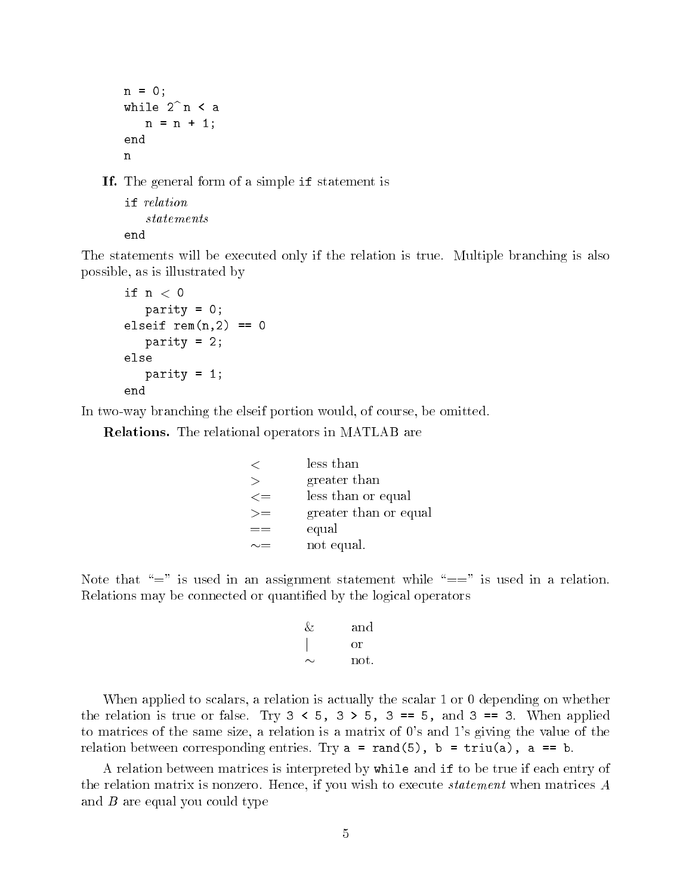```
n = 0;
while 2^n < a
   n = n + 1;
end
n
```

**If.** The general form of a simple `if` statement is

```
if relation
   statements
end
```

The statements will be executed only if the relation is true. Multiple branching is also possible, as is illustrated by

```
if n < 0
   parity = 0;
elseif rem(n,2) == 0
   parity = 2;
else
   parity = 1;
end
```

In two-way branching the elseif portion would, of course, be omitted.

**Relations.** The relational operators in MATLAB are

| | |
|---|---|
| < | less than |
| > | greater than |
| <= | less than or equal |
| >= | greater than or equal |
| == | equal |
| ~= | not equal. |

Note that "=" is used in an assignment statement while "==" is used in a relation. Relations may be connected or quantified by the logical operators

| | |
|---|---|
| & | and |
| \| | or |
| ~ | not. |

When applied to scalars, a relation is actually the scalar 1 or 0 depending on whether the relation is true or false. Try `3 < 5, 3 > 5, 3 == 5,` and `3 == 3`. When applied to matrices of the same size, a relation is a matrix of 0's and 1's giving the value of the relation between corresponding entries. Try `a = rand(5), b = triu(a), a == b`.

A relation between matrices is interpreted by `while` and `if` to be true if each entry of the relation matrix is nonzero. Hence, if you wish to execute *statement* when matrices $A$ and $B$ are equal you could type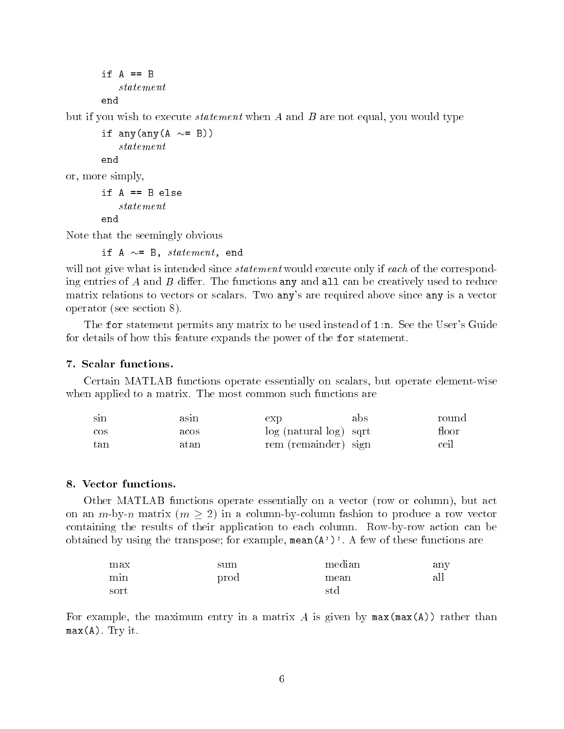```
if A == B
   statement
end
```

but if you wish to execute *statement* when $A$ and $B$ are not equal, you would type

```
if any(any(A ~= B))
   statement
end
```

or, more simply,

```
if A == B else
   statement
end
```

Note that the seemingly obvious

```
if A ~= B, statement, end
```

will not give what is intended since *statement* would execute only if *each* of the corresponding entries of $A$ and $B$ differ. The functions `any` and `all` can be creatively used to reduce matrix relations to vectors or scalars. Two `any`'s are required above since `any` is a vector operator (see section 8).

The `for` statement permits any matrix to be used instead of `1:n`. See the User's Guide for details of how this feature expands the power of the `for` statement.

### 7. Scalar functions.

Certain MATLAB functions operate essentially on scalars, but operate element-wise when applied to a matrix. The most common such functions are

| | | | | |
|---|---|---|---|---|
| sin | asin | exp | abs | round |
| cos | acos | log (natural log) | sqrt | floor |
| tan | atan | rem (remainder) | sign | ceil |

### 8. Vector functions.

Other MATLAB functions operate essentially on a vector (row or column), but act on an $m$-by-$n$ matrix ($m \geq 2$) in a column-by-column fashion to produce a row vector containing the results of their application to each column. Row-by-row action can be obtained by using the transpose; for example, `mean(A')'`. A few of these functions are

| | | | |
|---|---|---|---|
| max | sum | median | any |
| min | prod | mean | all |
| sort | | std | |

For example, the maximum entry in a matrix $A$ is given by `max(max(A))` rather than `max(A)`. Try it.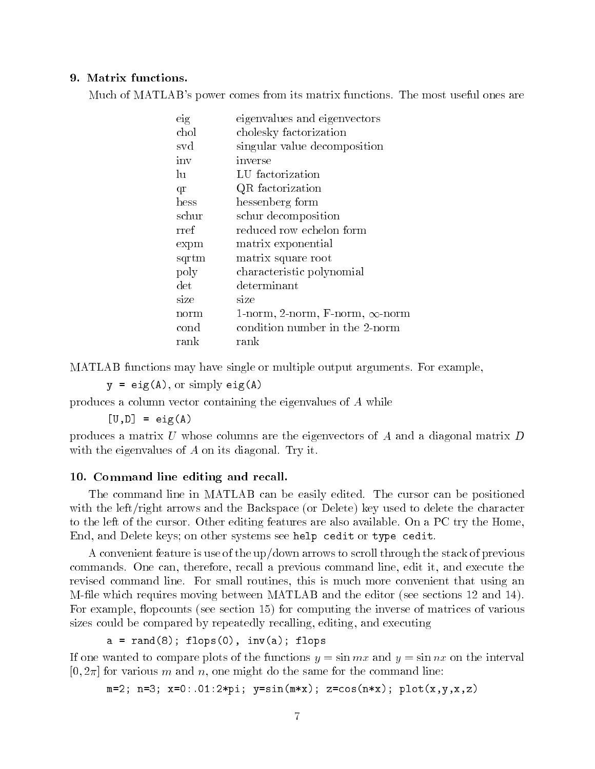### 9. Matrix functions.

Much of MATLAB's power comes from its matrix functions. The most useful ones are

| | |
|---|---|
| eig | eigenvalues and eigenvectors |
| chol | cholesky factorization |
| svd | singular value decomposition |
| inv | inverse |
| lu | LU factorization |
| qr | QR factorization |
| hess | hessenberg form |
| schur | schur decomposition |
| rref | reduced row echelon form |
| expm | matrix exponential |
| sqrtm | matrix square root |
| poly | characteristic polynomial |
| det | determinant |
| size | size |
| norm | 1-norm, 2-norm, F-norm, $\infty$-norm |
| cond | condition number in the 2-norm |
| rank | rank |

MATLAB functions may have single or multiple output arguments. For example,

`y = eig(A)`, or simply `eig(A)`

produces a column vector containing the eigenvalues of $A$ while

`[U,D] = eig(A)`

produces a matrix $U$ whose columns are the eigenvectors of $A$ and a diagonal matrix $D$ with the eigenvalues of $A$ on its diagonal. Try it.

### 10. Command line editing and recall.

The command line in MATLAB can be easily edited. The cursor can be positioned with the left/right arrows and the Backspace (or Delete) key used to delete the character to the left of the cursor. Other editing features are also available. On a PC try the Home, End, and Delete keys; on other systems see `help cedit` or `type cedit`.

A convenient feature is use of the up/down arrows to scroll through the stack of previous commands. One can, therefore, recall a previous command line, edit it, and execute the revised command line. For small routines, this is much more convenient that using an M-file which requires moving between MATLAB and the editor (see sections 12 and 14). For example, flopcounts (see section 15) for computing the inverse of matrices of various sizes could be compared by repeatedly recalling, editing, and executing

```
a = rand(8); flops(0), inv(a); flops
```

If one wanted to compare plots of the functions $y = \sin mx$ and $y = \sin nx$ on the interval $[0, 2\pi]$ for various $m$ and $n$, one might do the same for the command line:

```
m=2; n=3; x=0:.01:2*pi; y=sin(m*x); z=cos(n*x); plot(x,y,x,z)
```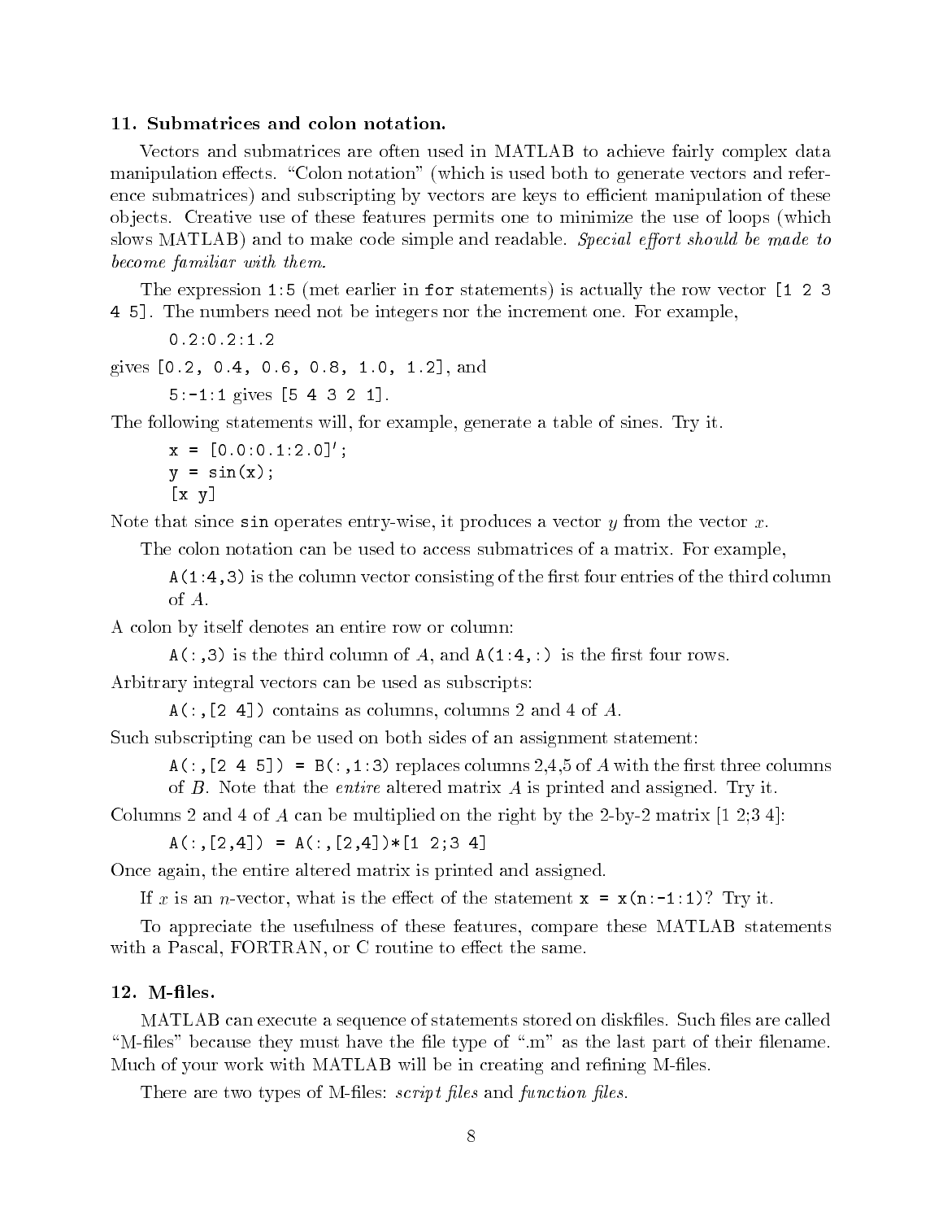## 11. Submatrices and colon notation.

Vectors and submatrices are often used in MATLAB to achieve fairly complex data manipulation effects. "Colon notation" (which is used both to generate vectors and reference submatrices) and subscripting by vectors are keys to efficient manipulation of these objects. Creative use of these features permits one to minimize the use of loops (which slows MATLAB) and to make code simple and readable. *Special effort should be made to become familiar with them.*

The expression `1:5` (met earlier in `for` statements) is actually the row vector `[1 2 3 4 5]`. The numbers need not be integers nor the increment one. For example,

```
0.2:0.2:1.2
```

gives `[0.2, 0.4, 0.6, 0.8, 1.0, 1.2]`, and

`5:-1:1` gives `[5 4 3 2 1]`.

The following statements will, for example, generate a table of sines. Try it.

```
x = [0.0:0.1:2.0]';
y = sin(x);
[x y]
```

Note that since `sin` operates entry-wise, it produces a vector $y$ from the vector $x$.

The colon notation can be used to access submatrices of a matrix. For example,

`A(1:4,3)` is the column vector consisting of the first four entries of the third column of $A$.

A colon by itself denotes an entire row or column:

`A(:,3)` is the third column of $A$, and `A(1:4,:)` is the first four rows.

Arbitrary integral vectors can be used as subscripts:

`A(:,[2 4])` contains as columns, columns 2 and 4 of $A$.

Such subscripting can be used on both sides of an assignment statement:

`A(:,[2 4 5]) = B(:,1:3)` replaces columns 2,4,5 of $A$ with the first three columns of $B$. Note that the *entire* altered matrix $A$ is printed and assigned. Try it.

Columns 2 and 4 of $A$ can be multiplied on the right by the 2-by-2 matrix [1 2;3 4]:

```
A(:,[2,4]) = A(:,[2,4])*[1 2;3 4]
```

Once again, the entire altered matrix is printed and assigned.

If $x$ is an $n$-vector, what is the effect of the statement `x = x(n:-1:1)`? Try it.

To appreciate the usefulness of these features, compare these MATLAB statements with a Pascal, FORTRAN, or C routine to effect the same.

## 12. M-files.

MATLAB can execute a sequence of statements stored on diskfiles. Such files are called "M-files" because they must have the file type of ".m" as the last part of their filename. Much of your work with MATLAB will be in creating and refining M-files.

There are two types of M-files: *script files* and *function files*.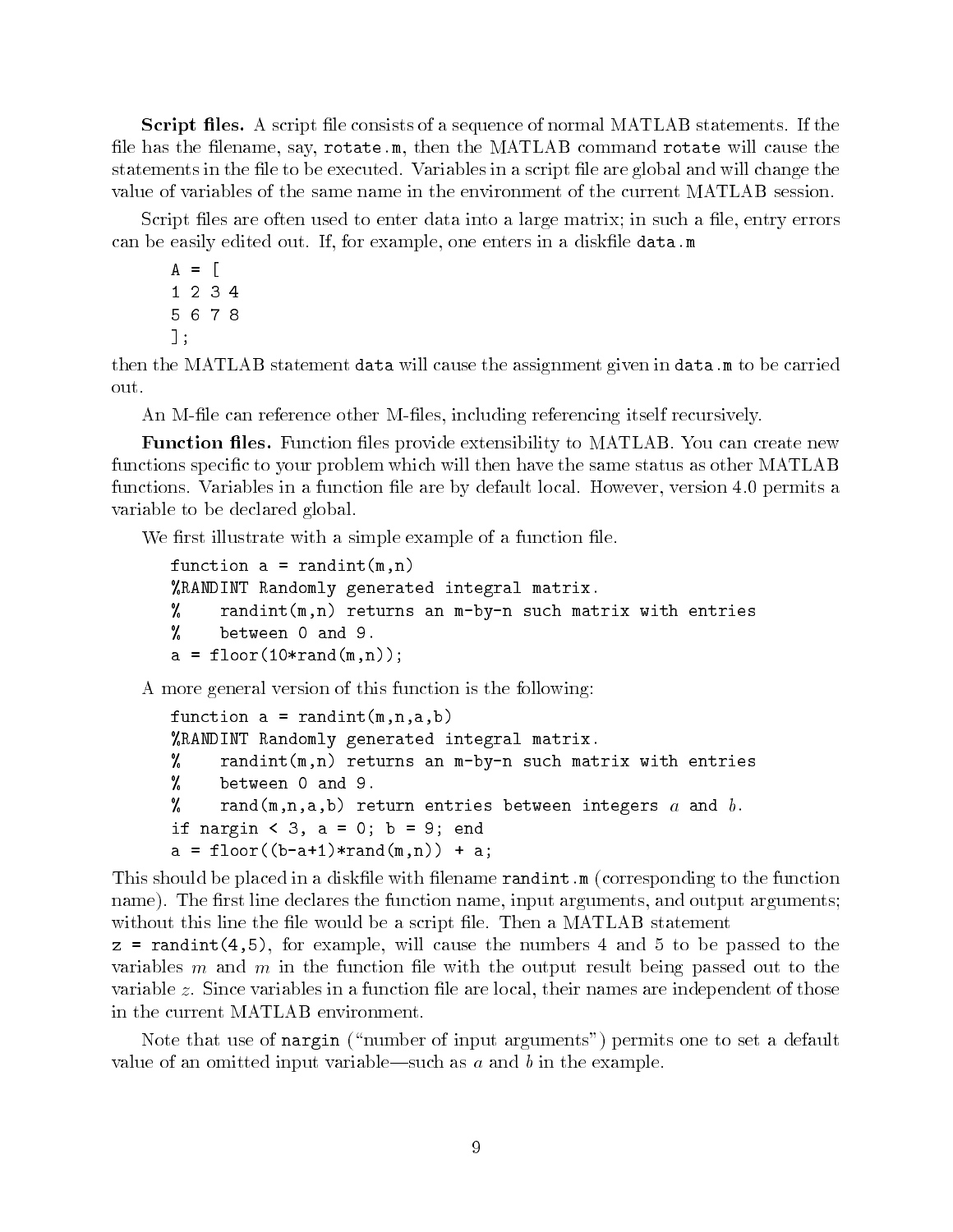**Script files.** A script file consists of a sequence of normal MATLAB statements. If the file has the filename, say, `rotate.m`, then the MATLAB command `rotate` will cause the statements in the file to be executed. Variables in a script file are global and will change the value of variables of the same name in the environment of the current MATLAB session.

Script files are often used to enter data into a large matrix; in such a file, entry errors can be easily edited out. If, for example, one enters in a diskfile `data.m`

```
A = [
1 2 3 4
5 6 7 8
];
```

then the MATLAB statement `data` will cause the assignment given in `data.m` to be carried out.

An M-file can reference other M-files, including referencing itself recursively.

**Function files.** Function files provide extensibility to MATLAB. You can create new functions specific to your problem which will then have the same status as other MATLAB functions. Variables in a function file are by default local. However, version 4.0 permits a variable to be declared global.

We first illustrate with a simple example of a function file.

```
function a = randint(m,n)
%RANDINT Randomly generated integral matrix.
%    randint(m,n) returns an m-by-n such matrix with entries
%    between 0 and 9.
a = floor(10*rand(m,n));
```

A more general version of this function is the following:

```
function a = randint(m,n,a,b)
%RANDINT Randomly generated integral matrix.
%    randint(m,n) returns an m-by-n such matrix with entries
%    between 0 and 9.
%    rand(m,n,a,b) return entries between integers a and b.
if nargin < 3, a = 0; b = 9; end
a = floor((b-a+1)*rand(m,n)) + a;
```

This should be placed in a diskfile with filename `randint.m` (corresponding to the function name). The first line declares the function name, input arguments, and output arguments; without this line the file would be a script file. Then a MATLAB statement `z = randint(4,5)`, for example, will cause the numbers 4 and 5 to be passed to the variables $m$ and $m$ in the function file with the output result being passed out to the variable $z$. Since variables in a function file are local, their names are independent of those in the current MATLAB environment.

Note that use of `nargin` ("number of input arguments") permits one to set a default value of an omitted input variable—such as $a$ and $b$ in the example.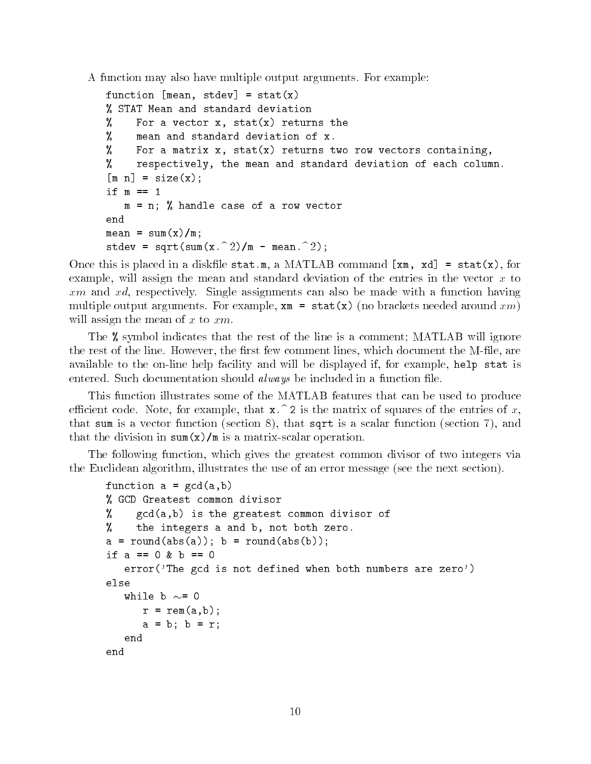A function may also have multiple output arguments. For example:

```
function [mean, stdev] = stat(x)
% STAT Mean and standard deviation
%    For a vector x, stat(x) returns the
%    mean and standard deviation of x.
%    For a matrix x, stat(x) returns two row vectors containing,
%    respectively, the mean and standard deviation of each column.
[m n] = size(x);
if m == 1
   m = n; % handle case of a row vector
end
mean = sum(x)/m;
stdev = sqrt(sum(x.^2)/m - mean.^2);
```

Once this is placed in a diskfile `stat.m`, a MATLAB command `[xm, xd] = stat(x)`, for example, will assign the mean and standard deviation of the entries in the vector $x$ to $xm$ and $xd$, respectively. Single assignments can also be made with a function having multiple output arguments. For example, `xm = stat(x)` (no brackets needed around $xm$) will assign the mean of $x$ to $xm$.

The `%` symbol indicates that the rest of the line is a comment; MATLAB will ignore the rest of the line. However, the first few comment lines, which document the M-file, are available to the on-line help facility and will be displayed if, for example, `help stat` is entered. Such documentation should *always* be included in a function file.

This function illustrates some of the MATLAB features that can be used to produce efficient code. Note, for example, that `x.^2` is the matrix of squares of the entries of $x$, that `sum` is a vector function (section 8), that `sqrt` is a scalar function (section 7), and that the division in `sum(x)/m` is a matrix-scalar operation.

The following function, which gives the greatest common divisor of two integers via the Euclidean algorithm, illustrates the use of an error message (see the next section).

```
function a = gcd(a,b)
% GCD Greatest common divisor
%    gcd(a,b) is the greatest common divisor of
%    the integers a and b, not both zero.
a = round(abs(a)); b = round(abs(b));
if a == 0 & b == 0
   error('The gcd is not defined when both numbers are zero')
else
   while b ~= 0
      r = rem(a,b);
      a = b; b = r;
   end
end
```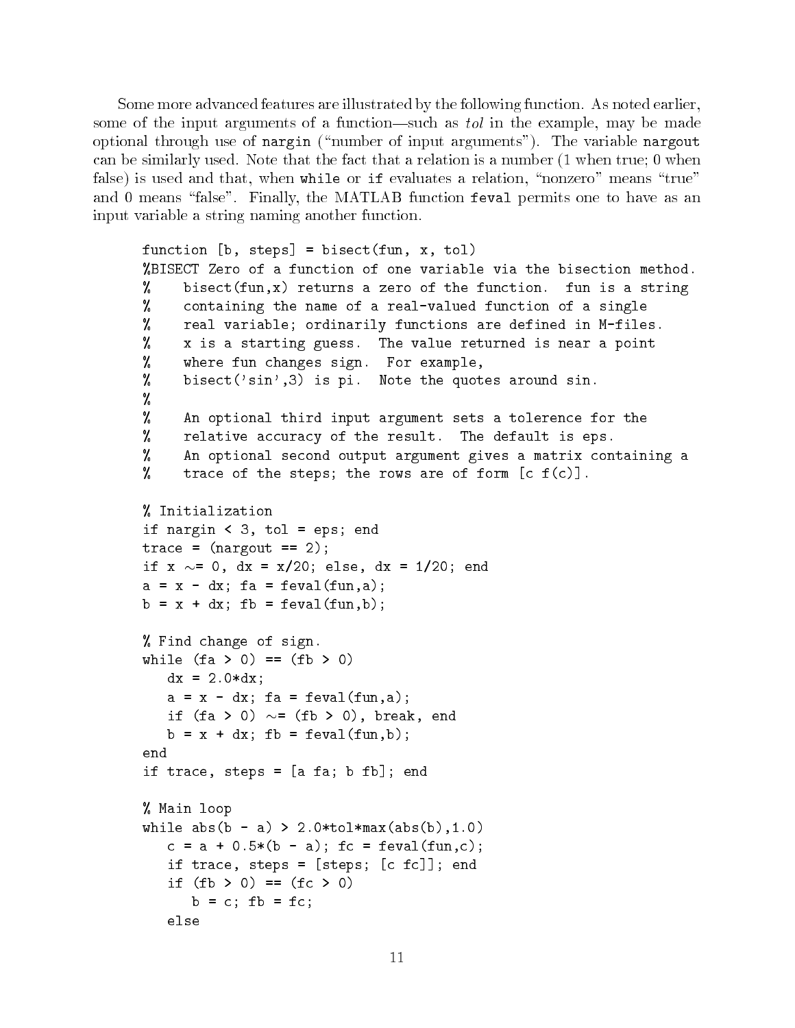Some more advanced features are illustrated by the following function. As noted earlier, some of the input arguments of a function—such as *tol* in the example, may be made optional through use of `nargin` ("number of input arguments"). The variable `nargout` can be similarly used. Note that the fact that a relation is a number (1 when true; 0 when false) is used and that, when `while` or `if` evaluates a relation, "nonzero" means "true" and 0 means "false". Finally, the MATLAB function `feval` permits one to have as an input variable a string naming another function.

```
function [b, steps] = bisect(fun, x, tol)
%BISECT Zero of a function of one variable via the bisection method.
%    bisect(fun,x) returns a zero of the function.  fun is a string
%    containing the name of a real-valued function of a single
%    real variable; ordinarily functions are defined in M-files.
%    x is a starting guess.  The value returned is near a point
%    where fun changes sign.  For example,
%    bisect('sin',3) is pi.  Note the quotes around sin.
%
%    An optional third input argument sets a tolerence for the
%    relative accuracy of the result.  The default is eps.
%    An optional second output argument gives a matrix containing a
%    trace of the steps; the rows are of form [c f(c)].

% Initialization
if nargin < 3, tol = eps; end
trace = (nargout == 2);
if x ~= 0, dx = x/20; else, dx = 1/20; end
a = x - dx; fa = feval(fun,a);
b = x + dx; fb = feval(fun,b);

% Find change of sign.
while (fa > 0) == (fb > 0)
   dx = 2.0*dx;
   a = x - dx; fa = feval(fun,a);
   if (fa > 0) ~= (fb > 0), break, end
   b = x + dx; fb = feval(fun,b);
end
if trace, steps = [a fa; b fb]; end

% Main loop
while abs(b - a) > 2.0*tol*max(abs(b),1.0)
   c = a + 0.5*(b - a); fc = feval(fun,c);
   if trace, steps = [steps; [c fc]]; end
   if (fb > 0) == (fc > 0)
      b = c; fb = fc;
   else
```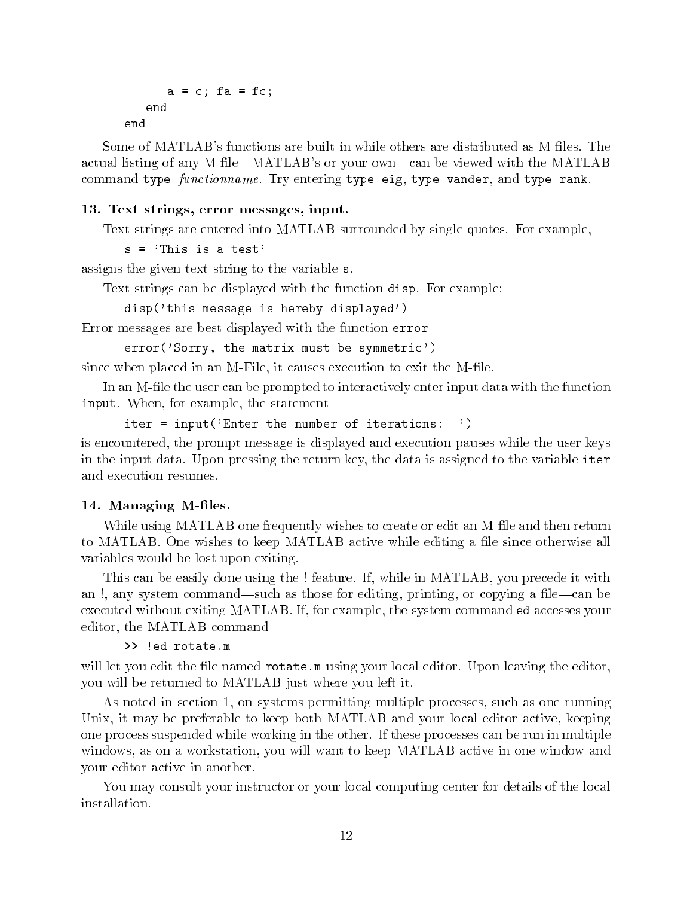```
            a = c; fa = fc;
        end
    end
```

Some of MATLAB's functions are built-in while others are distributed as M-files. The actual listing of any M-file—MATLAB's or your own—can be viewed with the MATLAB command `type` *functionname*. Try entering `type eig`, `type vander`, and `type rank`.

### 13. Text strings, error messages, input.

Text strings are entered into MATLAB surrounded by single quotes. For example,

```
s = 'This is a test'
```

assigns the given text string to the variable `s`.

Text strings can be displayed with the function `disp`. For example:

```
disp('this message is hereby displayed')
```

Error messages are best displayed with the function `error`

```
error('Sorry, the matrix must be symmetric')
```

since when placed in an M-File, it causes execution to exit the M-file.

In an M-file the user can be prompted to interactively enter input data with the function `input`. When, for example, the statement

```
iter = input('Enter the number of iterations:  ')
```

is encountered, the prompt message is displayed and execution pauses while the user keys in the input data. Upon pressing the return key, the data is assigned to the variable `iter` and execution resumes.

### 14. Managing M-files.

While using MATLAB one frequently wishes to create or edit an M-file and then return to MATLAB. One wishes to keep MATLAB active while editing a file since otherwise all variables would be lost upon exiting.

This can be easily done using the !-feature. If, while in MATLAB, you precede it with an !, any system command—such as those for editing, printing, or copying a file—can be executed without exiting MATLAB. If, for example, the system command `ed` accesses your editor, the MATLAB command

```
>> !ed rotate.m
```

will let you edit the file named `rotate.m` using your local editor. Upon leaving the editor, you will be returned to MATLAB just where you left it.

As noted in section 1, on systems permitting multiple processes, such as one running Unix, it may be preferable to keep both MATLAB and your local editor active, keeping one process suspended while working in the other. If these processes can be run in multiple windows, as on a workstation, you will want to keep MATLAB active in one window and your editor active in another.

You may consult your instructor or your local computing center for details of the local installation.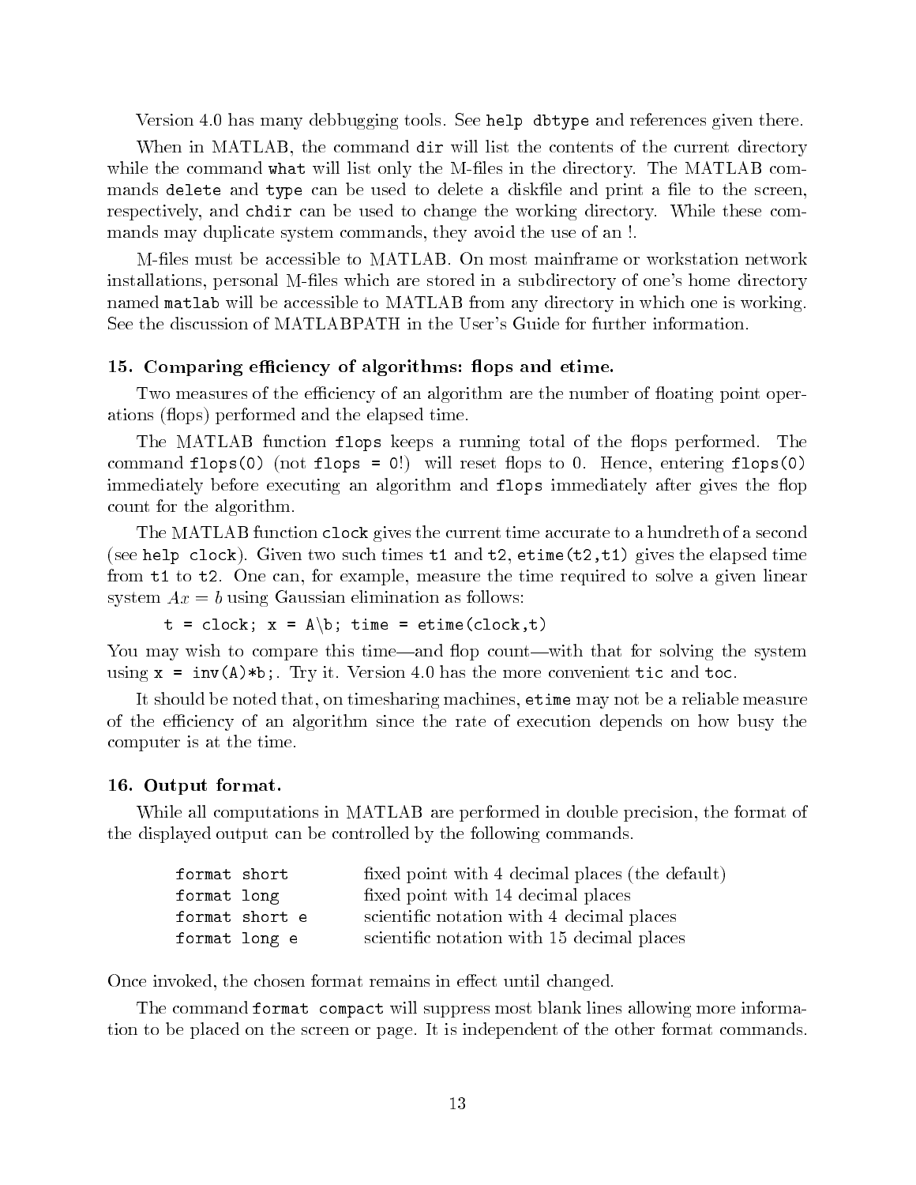Version 4.0 has many debbugging tools. See `help dbtype` and references given there.

When in MATLAB, the command `dir` will list the contents of the current directory while the command `what` will list only the M-files in the directory. The MATLAB commands `delete` and `type` can be used to delete a diskfile and print a file to the screen, respectively, and `chdir` can be used to change the working directory. While these commands may duplicate system commands, they avoid the use of an !.

M-files must be accessible to MATLAB. On most mainframe or workstation network installations, personal M-files which are stored in a subdirectory of one's home directory named `matlab` will be accessible to MATLAB from any directory in which one is working. See the discussion of MATLABPATH in the User's Guide for further information.

### 15. Comparing efficiency of algorithms: flops and etime.

Two measures of the efficiency of an algorithm are the number of floating point operations (flops) performed and the elapsed time.

The MATLAB function `flops` keeps a running total of the flops performed. The command `flops(0)` (not `flops = 0`!) will reset flops to 0. Hence, entering `flops(0)` immediately before executing an algorithm and `flops` immediately after gives the flop count for the algorithm.

The MATLAB function `clock` gives the current time accurate to a hundreth of a second (see `help clock`). Given two such times `t1` and `t2`, `etime(t2,t1)` gives the elapsed time from `t1` to `t2`. One can, for example, measure the time required to solve a given linear system $Ax = b$ using Gaussian elimination as follows:

```
t = clock; x = A\b; time = etime(clock,t)
```

You may wish to compare this time—and flop count—with that for solving the system using `x = inv(A)*b;`. Try it. Version 4.0 has the more convenient `tic` and `toc`.

It should be noted that, on timesharing machines, `etime` may not be a reliable measure of the efficiency of an algorithm since the rate of execution depends on how busy the computer is at the time.

### 16. Output format.

While all computations in MATLAB are performed in double precision, the format of the displayed output can be controlled by the following commands.

| | |
|---|---|
| `format short` | fixed point with 4 decimal places (the default) |
| `format long` | fixed point with 14 decimal places |
| `format short e` | scientific notation with 4 decimal places |
| `format long e` | scientific notation with 15 decimal places |

Once invoked, the chosen format remains in effect until changed.

The command `format compact` will suppress most blank lines allowing more information to be placed on the screen or page. It is independent of the other format commands.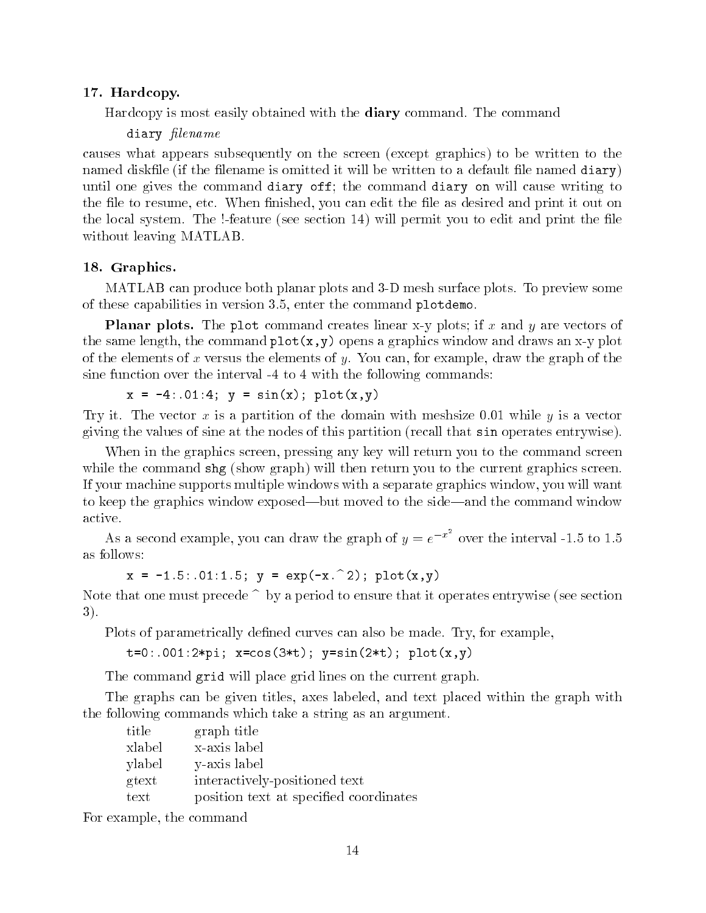## 17. Hardcopy.

Hardcopy is most easily obtained with the **diary** command. The command

`diary` *filename*

causes what appears subsequently on the screen (except graphics) to be written to the named diskfile (if the filename is omitted it will be written to a default file named `diary`) until one gives the command `diary off`; the command `diary on` will cause writing to the file to resume, etc. When finished, you can edit the file as desired and print it out on the local system. The !-feature (see section 14) will permit you to edit and print the file without leaving MATLAB.

## 18. Graphics.

MATLAB can produce both planar plots and 3-D mesh surface plots. To preview some of these capabilities in version 3.5, enter the command `plotdemo`.

**Planar plots.** The `plot` command creates linear x-y plots; if $x$ and $y$ are vectors of the same length, the command `plot(x,y)` opens a graphics window and draws an x-y plot of the elements of $x$ versus the elements of $y$. You can, for example, draw the graph of the sine function over the interval -4 to 4 with the following commands:

```
x = -4:.01:4; y = sin(x); plot(x,y)
```

Try it. The vector $x$ is a partition of the domain with meshsize 0.01 while $y$ is a vector giving the values of sine at the nodes of this partition (recall that `sin` operates entrywise).

When in the graphics screen, pressing any key will return you to the command screen while the command `shg` (show graph) will then return you to the current graphics screen. If your machine supports multiple windows with a separate graphics window, you will want to keep the graphics window exposed—but moved to the side—and the command window active.

As a second example, you can draw the graph of $y = e^{-x^2}$ over the interval -1.5 to 1.5 as follows:

```
x = -1.5:.01:1.5; y = exp(-x.^2); plot(x,y)
```

Note that one must precede ^ by a period to ensure that it operates entrywise (see section 3).

Plots of parametrically defined curves can also be made. Try, for example,

```
t=0:.001:2*pi; x=cos(3*t); y=sin(2*t); plot(x,y)
```

The command `grid` will place grid lines on the current graph.

The graphs can be given titles, axes labeled, and text placed within the graph with the following commands which take a string as an argument.

| | |
|---|---|
| title | graph title |
| xlabel | x-axis label |
| ylabel | y-axis label |
| gtext | interactively-positioned text |
| text | position text at specified coordinates |

For example, the command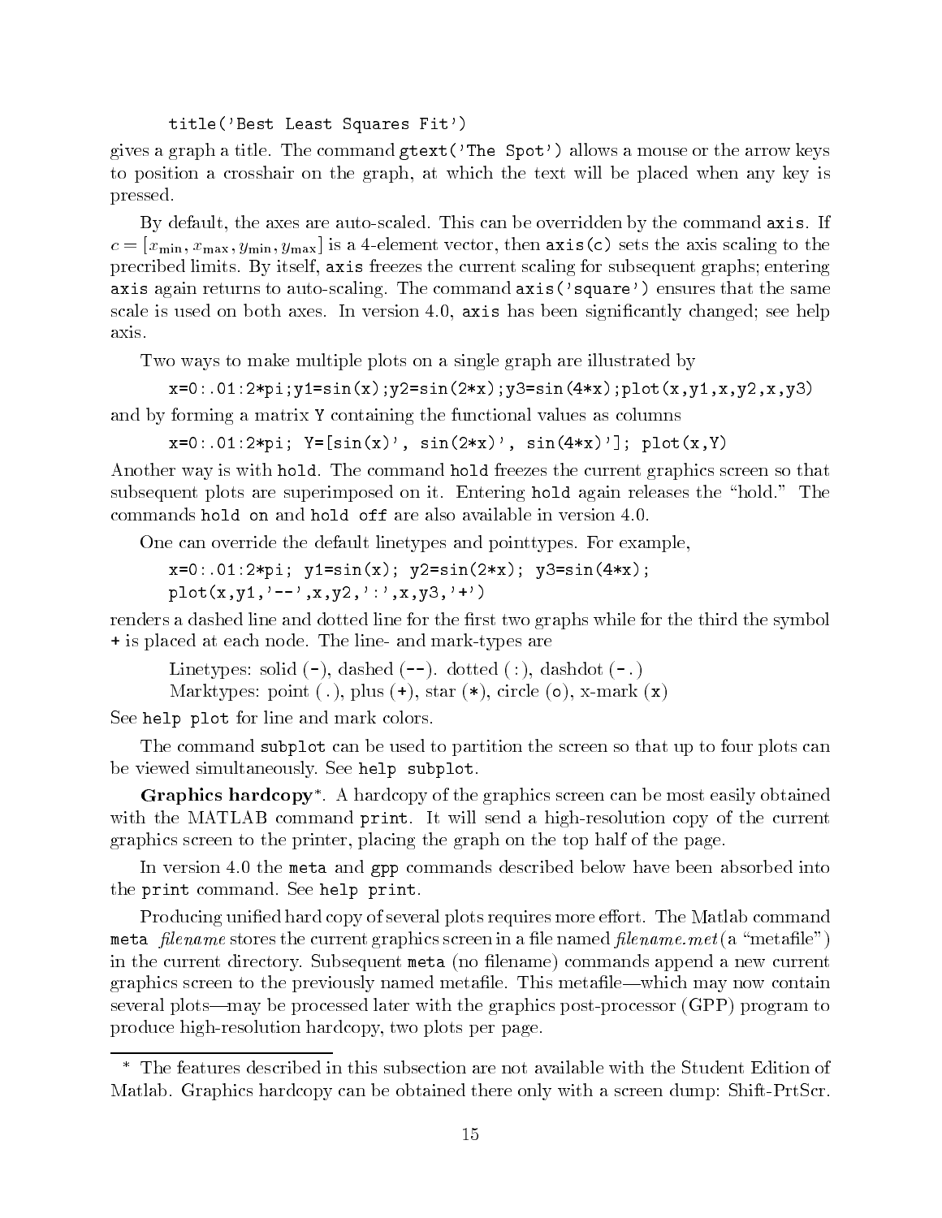```
title('Best Least Squares Fit')
```

gives a graph a title. The command `gtext('The Spot')` allows a mouse or the arrow keys to position a crosshair on the graph, at which the text will be placed when any key is pressed.

By default, the axes are auto-scaled. This can be overridden by the command `axis`. If $c = [x_{\min}, x_{\max}, y_{\min}, y_{\max}]$ is a 4-element vector, then `axis(c)` sets the axis scaling to the precribed limits. By itself, `axis` freezes the current scaling for subsequent graphs; entering `axis` again returns to auto-scaling. The command `axis('square')` ensures that the same scale is used on both axes. In version 4.0, `axis` has been significantly changed; see help axis.

Two ways to make multiple plots on a single graph are illustrated by

```
x=0:.01:2*pi;y1=sin(x);y2=sin(2*x);y3=sin(4*x);plot(x,y1,x,y2,x,y3)
```

and by forming a matrix `Y` containing the functional values as columns

```
x=0:.01:2*pi; Y=[sin(x)', sin(2*x)', sin(4*x)']; plot(x,Y)
```

Another way is with `hold`. The command `hold` freezes the current graphics screen so that subsequent plots are superimposed on it. Entering `hold` again releases the "hold." The commands `hold on` and `hold off` are also available in version 4.0.

One can override the default linetypes and pointtypes. For example,

```
x=0:.01:2*pi; y1=sin(x); y2=sin(2*x); y3=sin(4*x);
plot(x,y1,'--',x,y2,':',x,y3,'+')
```

renders a dashed line and dotted line for the first two graphs while for the third the symbol `+` is placed at each node. The line- and mark-types are

Linetypes: solid (`-`), dashed (`--`). dotted (`:`), dashdot (`-.`)
Marktypes: point (`.`), plus (`+`), star (`*`), circle (`o`), x-mark (`x`)

See `help plot` for line and mark colors.

The command `subplot` can be used to partition the screen so that up to four plots can be viewed simultaneously. See `help subplot`.

**Graphics hardcopy***. A hardcopy of the graphics screen can be most easily obtained with the MATLAB command `print`. It will send a high-resolution copy of the current graphics screen to the printer, placing the graph on the top half of the page.

In version 4.0 the `meta` and `gpp` commands described below have been absorbed into the `print` command. See `help print`.

Producing unified hard copy of several plots requires more effort. The Matlab command `meta` *filename* stores the current graphics screen in a file named *filename.met* (a "metafile") in the current directory. Subsequent `meta` (no filename) commands append a new current graphics screen to the previously named metafile. This metafile—which may now contain several plots—may be processed later with the graphics post-processor (GPP) program to produce high-resolution hardcopy, two plots per page.

---

* The features described in this subsection are not available with the Student Edition of Matlab. Graphics hardcopy can be obtained there only with a screen dump: Shift-PrtScr.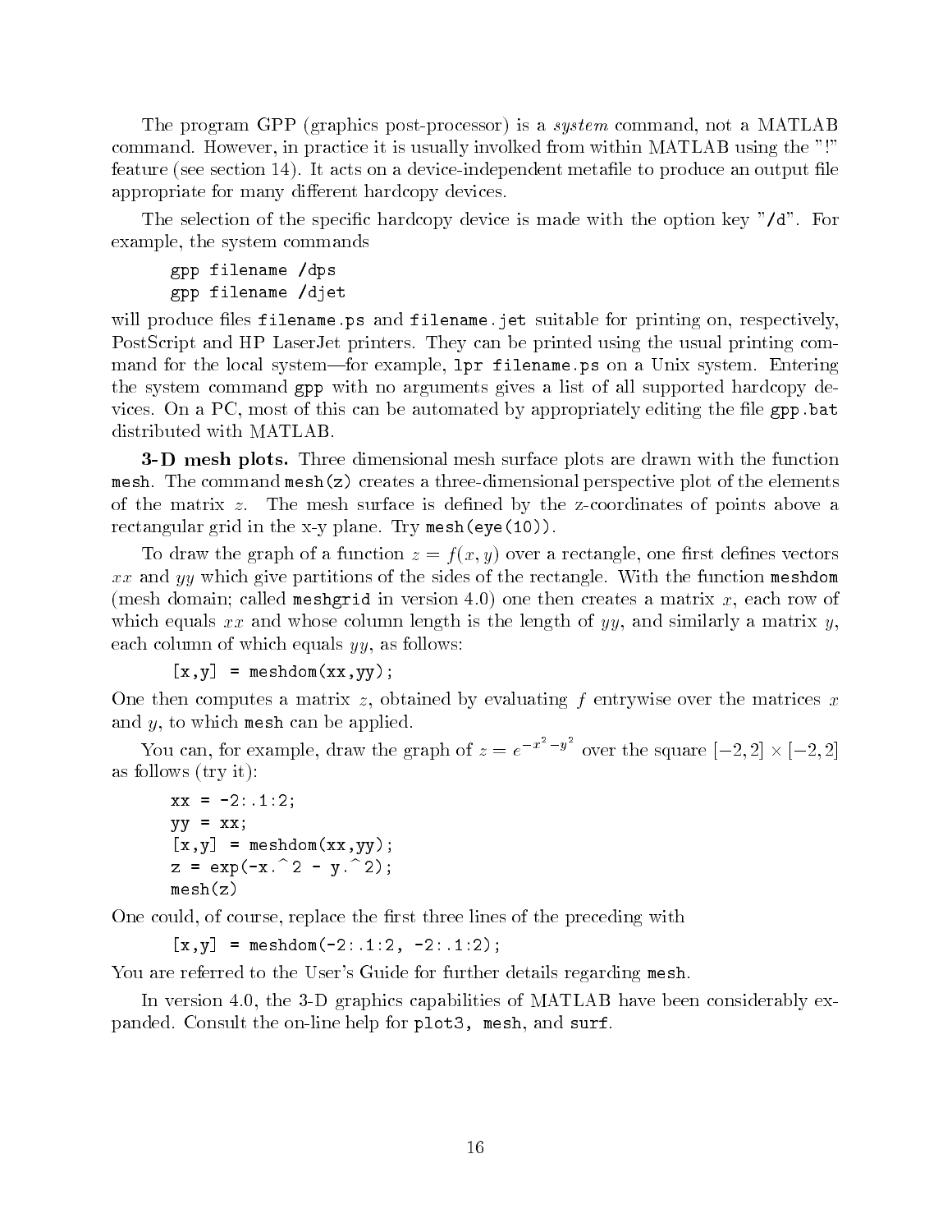The program GPP (graphics post-processor) is a *system* command, not a MATLAB command. However, in practice it is usually involked from within MATLAB using the "!" feature (see section 14). It acts on a device-independent metafile to produce an output file appropriate for many different hardcopy devices.

The selection of the specific hardcopy device is made with the option key "`/d`". For example, the system commands

```
gpp filename /dps
gpp filename /djet
```

will produce files `filename.ps` and `filename.jet` suitable for printing on, respectively, PostScript and HP LaserJet printers. They can be printed using the usual printing command for the local system—for example, `lpr filename.ps` on a Unix system. Entering the system command `gpp` with no arguments gives a list of all supported hardcopy devices. On a PC, most of this can be automated by appropriately editing the file `gpp.bat` distributed with MATLAB.

**3-D mesh plots.** Three dimensional mesh surface plots are drawn with the function `mesh`. The command `mesh(z)` creates a three-dimensional perspective plot of the elements of the matrix $z$. The mesh surface is defined by the z-coordinates of points above a rectangular grid in the x-y plane. Try `mesh(eye(10))`.

To draw the graph of a function $z = f(x, y)$ over a rectangle, one first defines vectors $xx$ and $yy$ which give partitions of the sides of the rectangle. With the function `meshdom` (mesh domain; called `meshgrid` in version 4.0) one then creates a matrix $x$, each row of which equals $xx$ and whose column length is the length of $yy$, and similarly a matrix $y$, each column of which equals $yy$, as follows:

```
[x,y] = meshdom(xx,yy);
```

One then computes a matrix $z$, obtained by evaluating $f$ entrywise over the matrices $x$ and $y$, to which `mesh` can be applied.

You can, for example, draw the graph of $z = e^{-x^2-y^2}$ over the square $[-2, 2] \times [-2, 2]$ as follows (try it):

```
xx = -2:.1:2;
yy = xx;
[x,y] = meshdom(xx,yy);
z = exp(-x.^2 - y.^2);
mesh(z)
```

One could, of course, replace the first three lines of the preceding with

```
[x,y] = meshdom(-2:.1:2, -2:.1:2);
```

You are referred to the User's Guide for further details regarding `mesh`.

In version 4.0, the 3-D graphics capabilities of MATLAB have been considerably expanded. Consult the on-line help for `plot3, mesh`, and `surf`.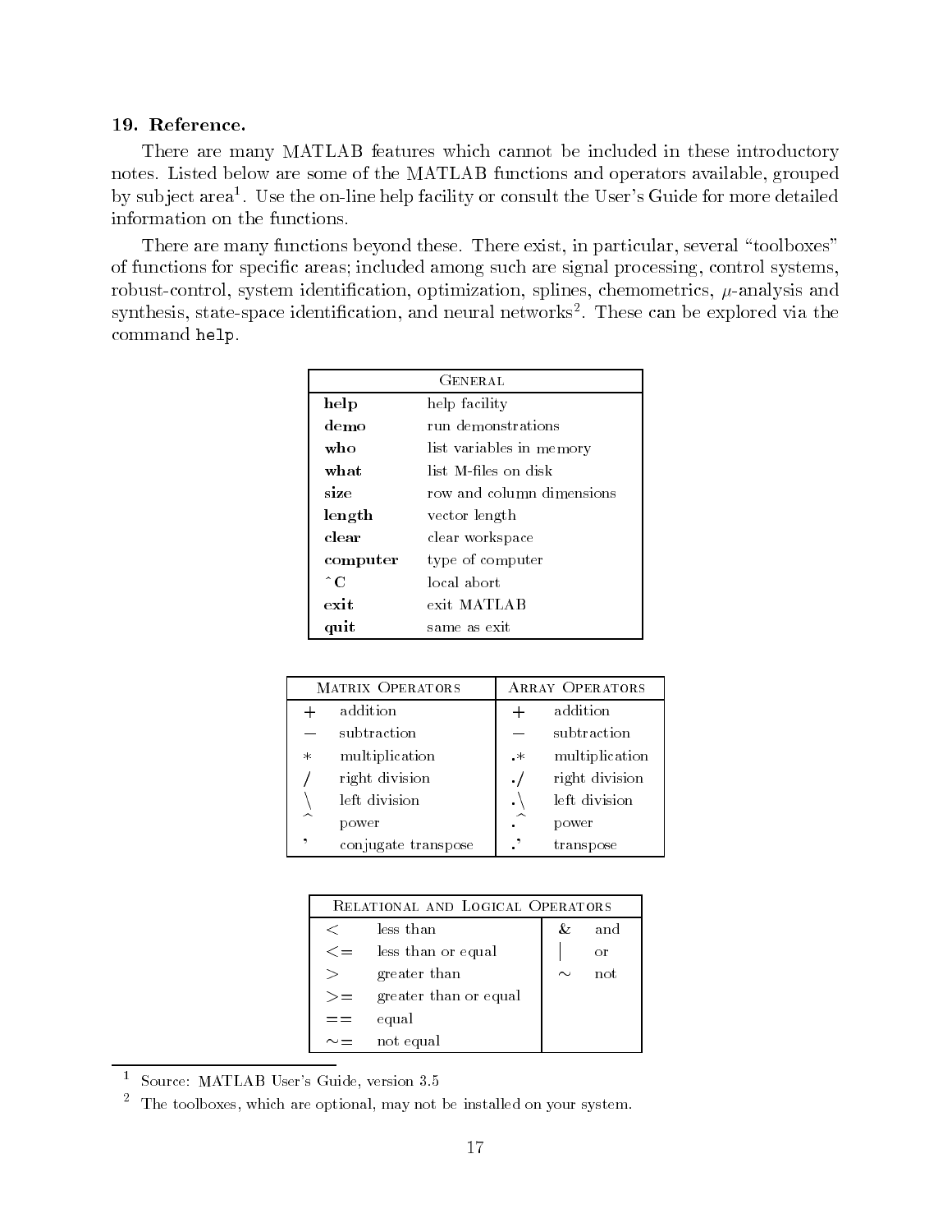## 19. Reference.

There are many MATLAB features which cannot be included in these introductory notes. Listed below are some of the MATLAB functions and operators available, grouped by subject area[1]. Use the on-line help facility or consult the User's Guide for more detailed information on the functions.

There are many functions beyond these. There exist, in particular, several "toolboxes" of functions for specific areas; included among such are signal processing, control systems, robust-control, system identification, optimization, splines, chemometrics, $\mu$-analysis and synthesis, state-space identification, and neural networks[2]. These can be explored via the command `help`.

| GENERAL | |
|---|---|
| **help** | help facility |
| **demo** | run demonstrations |
| **who** | list variables in memory |
| **what** | list M-files on disk |
| **size** | row and column dimensions |
| **length** | vector length |
| **clear** | clear workspace |
| **computer** | type of computer |
| **^C** | local abort |
| **exit** | exit MATLAB |
| **quit** | same as exit |

| MATRIX OPERATORS | | ARRAY OPERATORS | |
|---|---|---|---|
| + | addition | + | addition |
| − | subtraction | − | subtraction |
| * | multiplication | .* | multiplication |
| / | right division | ./ | right division |
| \ | left division | .\ | left division |
| ^ | power | .^ | power |
| ' | conjugate transpose | .' | transpose |

| RELATIONAL AND LOGICAL OPERATORS | | | |
|---|---|---|---|
| < | less than | & | and |
| <= | less than or equal | \| | or |
| > | greater than | ~ | not |
| >= | greater than or equal | | |
| == | equal | | |
| ~= | not equal | | |

[1] Source: MATLAB User's Guide, version 3.5

[2] The toolboxes, which are optional, may not be installed on your system.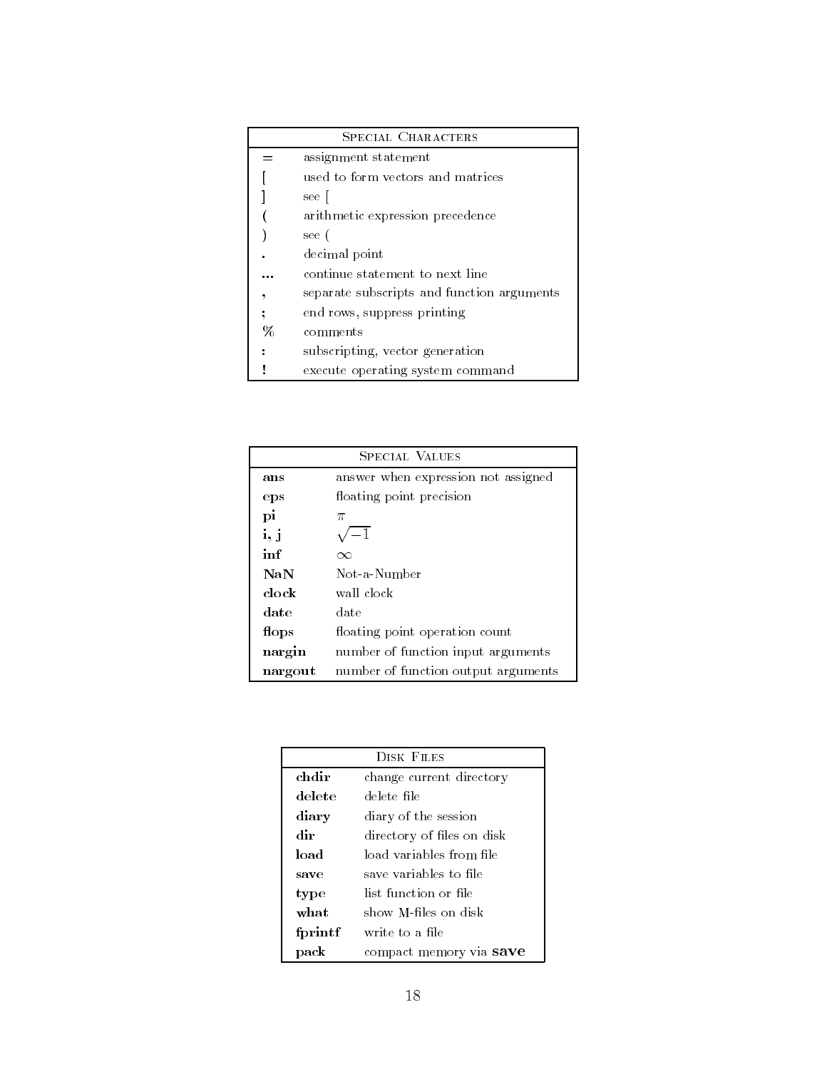| Special Characters | |
|---|---|
| **=** | assignment statement |
| **[** | used to form vectors and matrices |
| **]** | see [ |
| **(** | arithmetic expression precedence |
| **)** | see ( |
| **.** | decimal point |
| **...** | continue statement to next line |
| **,** | separate subscripts and function arguments |
| **;** | end rows, suppress printing |
| **%** | comments |
| **:** | subscripting, vector generation |
| **!** | execute operating system command |

| Special Values | |
|---|---|
| **ans** | answer when expression not assigned |
| **eps** | floating point precision |
| **pi** | $\pi$ |
| **i, j** | $\sqrt{-1}$ |
| **inf** | $\infty$ |
| **NaN** | Not-a-Number |
| **clock** | wall clock |
| **date** | date |
| **flops** | floating point operation count |
| **nargin** | number of function input arguments |
| **nargout** | number of function output arguments |

| Disk Files | |
|---|---|
| **chdir** | change current directory |
| **delete** | delete file |
| **diary** | diary of the session |
| **dir** | directory of files on disk |
| **load** | load variables from file |
| **save** | save variables to file |
| **type** | list function or file |
| **what** | show M-files on disk |
| **fprintf** | write to a file |
| **pack** | compact memory via **save** |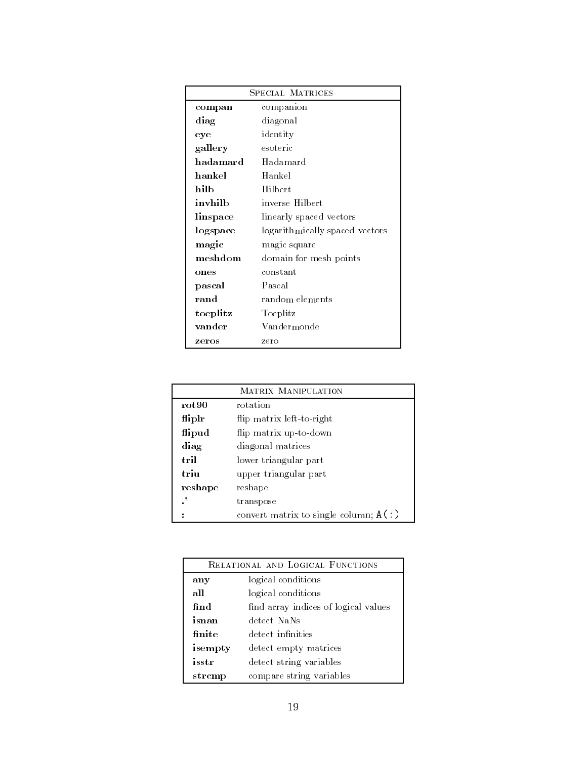| Special Matrices | |
|---|---|
| **compan** | companion |
| **diag** | diagonal |
| **eye** | identity |
| **gallery** | esoteric |
| **hadamard** | Hadamard |
| **hankel** | Hankel |
| **hilb** | Hilbert |
| **invhilb** | inverse Hilbert |
| **linspace** | linearly spaced vectors |
| **logspace** | logarithmically spaced vectors |
| **magic** | magic square |
| **meshdom** | domain for mesh points |
| **ones** | constant |
| **pascal** | Pascal |
| **rand** | random elements |
| **toeplitz** | Toeplitz |
| **vander** | Vandermonde |
| **zeros** | zero |

| Matrix Manipulation | |
|---|---|
| **rot90** | rotation |
| **fliplr** | flip matrix left-to-right |
| **flipud** | flip matrix up-to-down |
| **diag** | diagonal matrices |
| **tril** | lower triangular part |
| **triu** | upper triangular part |
| **reshape** | reshape |
| **.'** | transpose |
| **:** | convert matrix to single column; `A(:)` |

| Relational and Logical Functions | |
|---|---|
| **any** | logical conditions |
| **all** | logical conditions |
| **find** | find array indices of logical values |
| **isnan** | detect NaNs |
| **finite** | detect infinities |
| **isempty** | detect empty matrices |
| **isstr** | detect string variables |
| **strcmp** | compare string variables |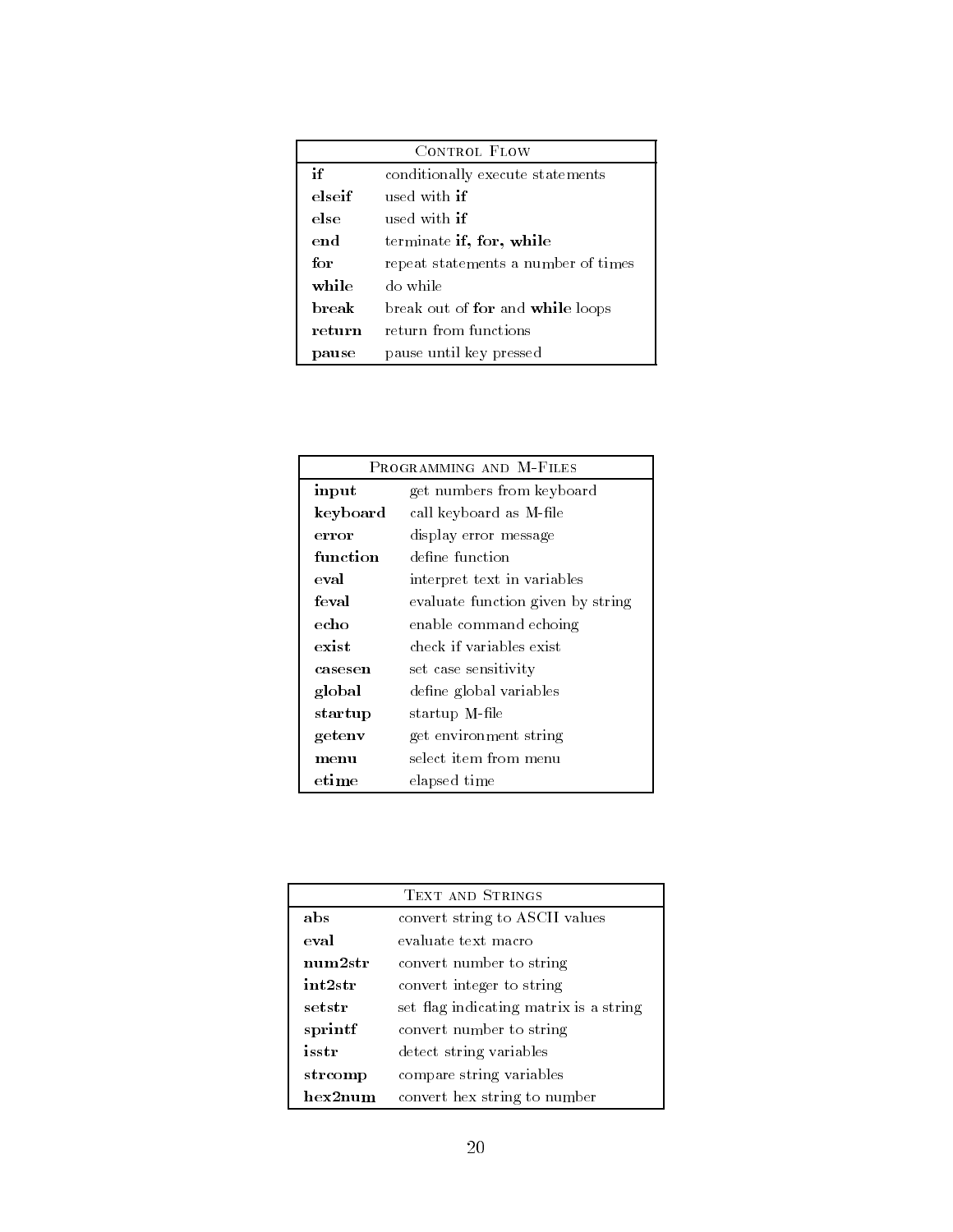| Control Flow | |
|---|---|
| **if** | conditionally execute statements |
| **elseif** | used with **if** |
| **else** | used with **if** |
| **end** | terminate **if, for, while** |
| **for** | repeat statements a number of times |
| **while** | do while |
| **break** | break out of **for** and **while** loops |
| **return** | return from functions |
| **pause** | pause until key pressed |

| Programming and M-Files | |
|---|---|
| **input** | get numbers from keyboard |
| **keyboard** | call keyboard as M-file |
| **error** | display error message |
| **function** | define function |
| **eval** | interpret text in variables |
| **feval** | evaluate function given by string |
| **echo** | enable command echoing |
| **exist** | check if variables exist |
| **casesen** | set case sensitivity |
| **global** | define global variables |
| **startup** | startup M-file |
| **getenv** | get environment string |
| **menu** | select item from menu |
| **etime** | elapsed time |

| Text and Strings | |
|---|---|
| **abs** | convert string to ASCII values |
| **eval** | evaluate text macro |
| **num2str** | convert number to string |
| **int2str** | convert integer to string |
| **setstr** | set flag indicating matrix is a string |
| **sprintf** | convert number to string |
| **isstr** | detect string variables |
| **strcomp** | compare string variables |
| **hex2num** | convert hex string to number |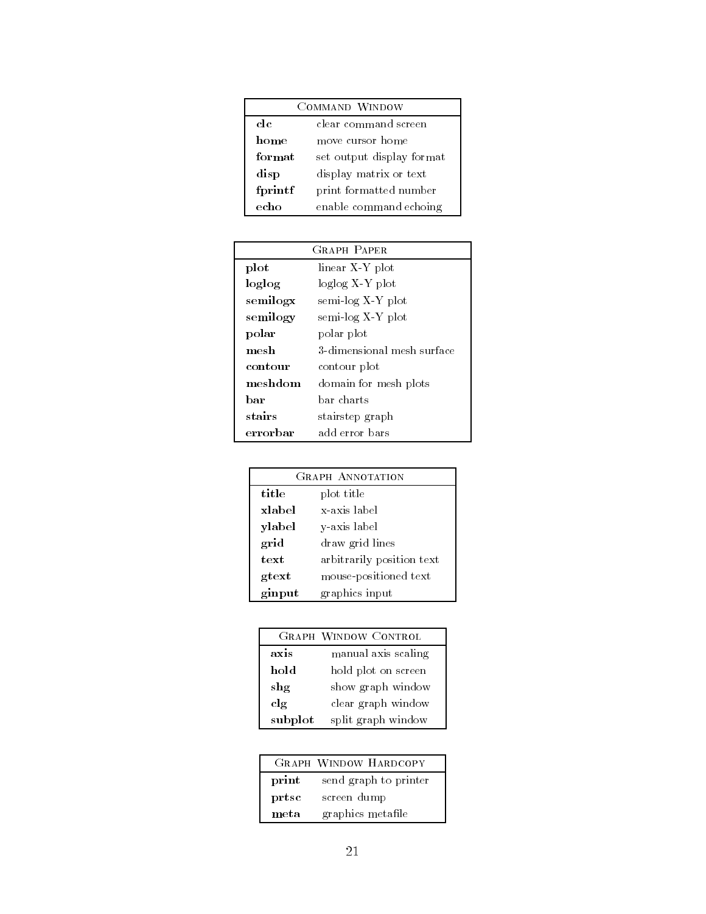| Command Window | |
|---|---|
| **clc** | clear command screen |
| **home** | move cursor home |
| **format** | set output display format |
| **disp** | display matrix or text |
| **fprintf** | print formatted number |
| **echo** | enable command echoing |

| Graph Paper | |
|---|---|
| **plot** | linear X-Y plot |
| **loglog** | loglog X-Y plot |
| **semilogx** | semi-log X-Y plot |
| **semilogy** | semi-log X-Y plot |
| **polar** | polar plot |
| **mesh** | 3-dimensional mesh surface |
| **contour** | contour plot |
| **meshdom** | domain for mesh plots |
| **bar** | bar charts |
| **stairs** | stairstep graph |
| **errorbar** | add error bars |

| Graph Annotation | |
|---|---|
| **title** | plot title |
| **xlabel** | x-axis label |
| **ylabel** | y-axis label |
| **grid** | draw grid lines |
| **text** | arbitrarily position text |
| **gtext** | mouse-positioned text |
| **ginput** | graphics input |

| Graph Window Control | |
|---|---|
| **axis** | manual axis scaling |
| **hold** | hold plot on screen |
| **shg** | show graph window |
| **clg** | clear graph window |
| **subplot** | split graph window |

| Graph Window Hardcopy | |
|---|---|
| **print** | send graph to printer |
| **prtsc** | screen dump |
| **meta** | graphics metafile |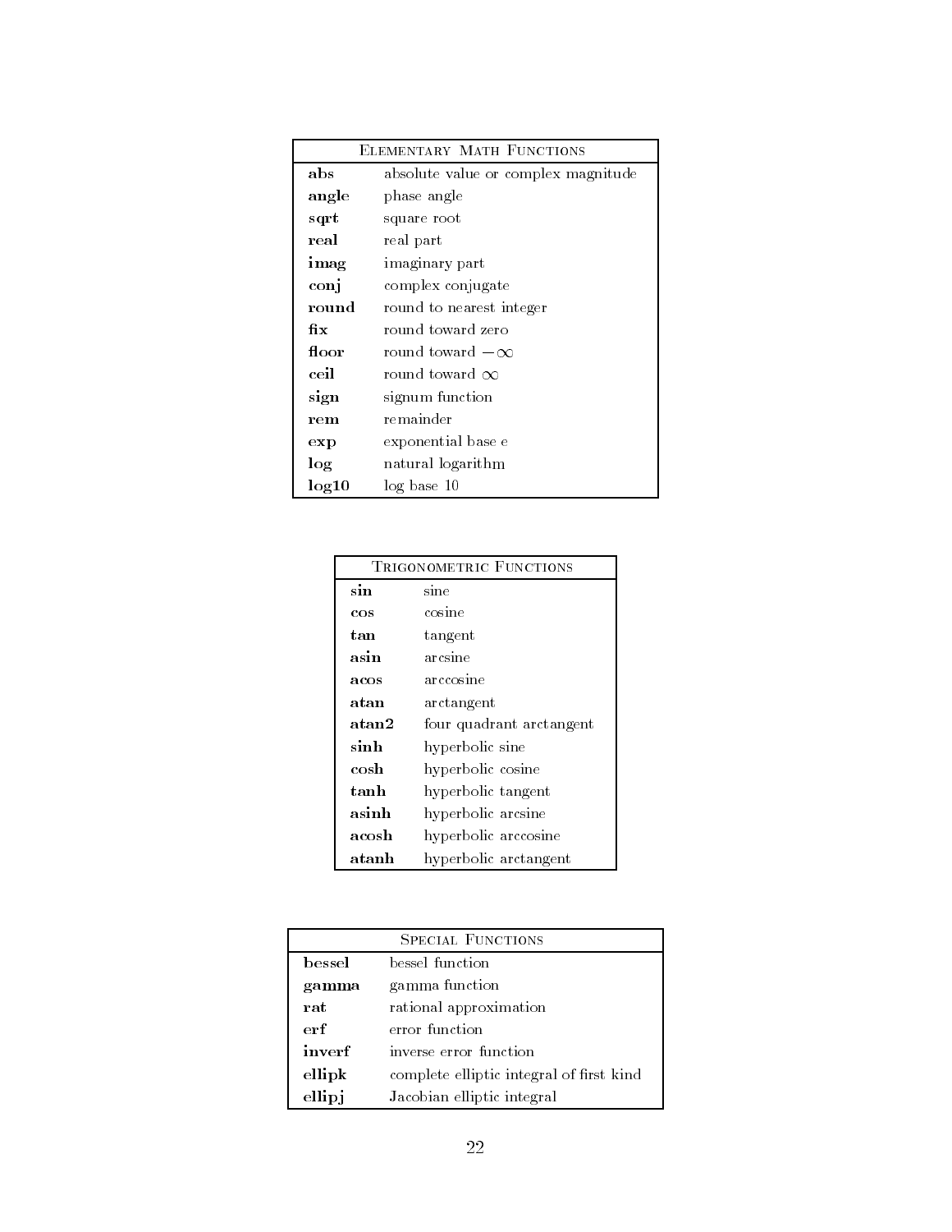| Elementary Math Functions | |
|---|---|
| **abs** | absolute value or complex magnitude |
| **angle** | phase angle |
| **sqrt** | square root |
| **real** | real part |
| **imag** | imaginary part |
| **conj** | complex conjugate |
| **round** | round to nearest integer |
| **fix** | round toward zero |
| **floor** | round toward $-\infty$ |
| **ceil** | round toward $\infty$ |
| **sign** | signum function |
| **rem** | remainder |
| **exp** | exponential base e |
| **log** | natural logarithm |
| **log10** | log base 10 |

| Trigonometric Functions | |
|---|---|
| **sin** | sine |
| **cos** | cosine |
| **tan** | tangent |
| **asin** | arcsine |
| **acos** | arccosine |
| **atan** | arctangent |
| **atan2** | four quadrant arctangent |
| **sinh** | hyperbolic sine |
| **cosh** | hyperbolic cosine |
| **tanh** | hyperbolic tangent |
| **asinh** | hyperbolic arcsine |
| **acosh** | hyperbolic arccosine |
| **atanh** | hyperbolic arctangent |

| Special Functions | |
|---|---|
| **bessel** | bessel function |
| **gamma** | gamma function |
| **rat** | rational approximation |
| **erf** | error function |
| **inverf** | inverse error function |
| **ellipk** | complete elliptic integral of first kind |
| **ellipj** | Jacobian elliptic integral |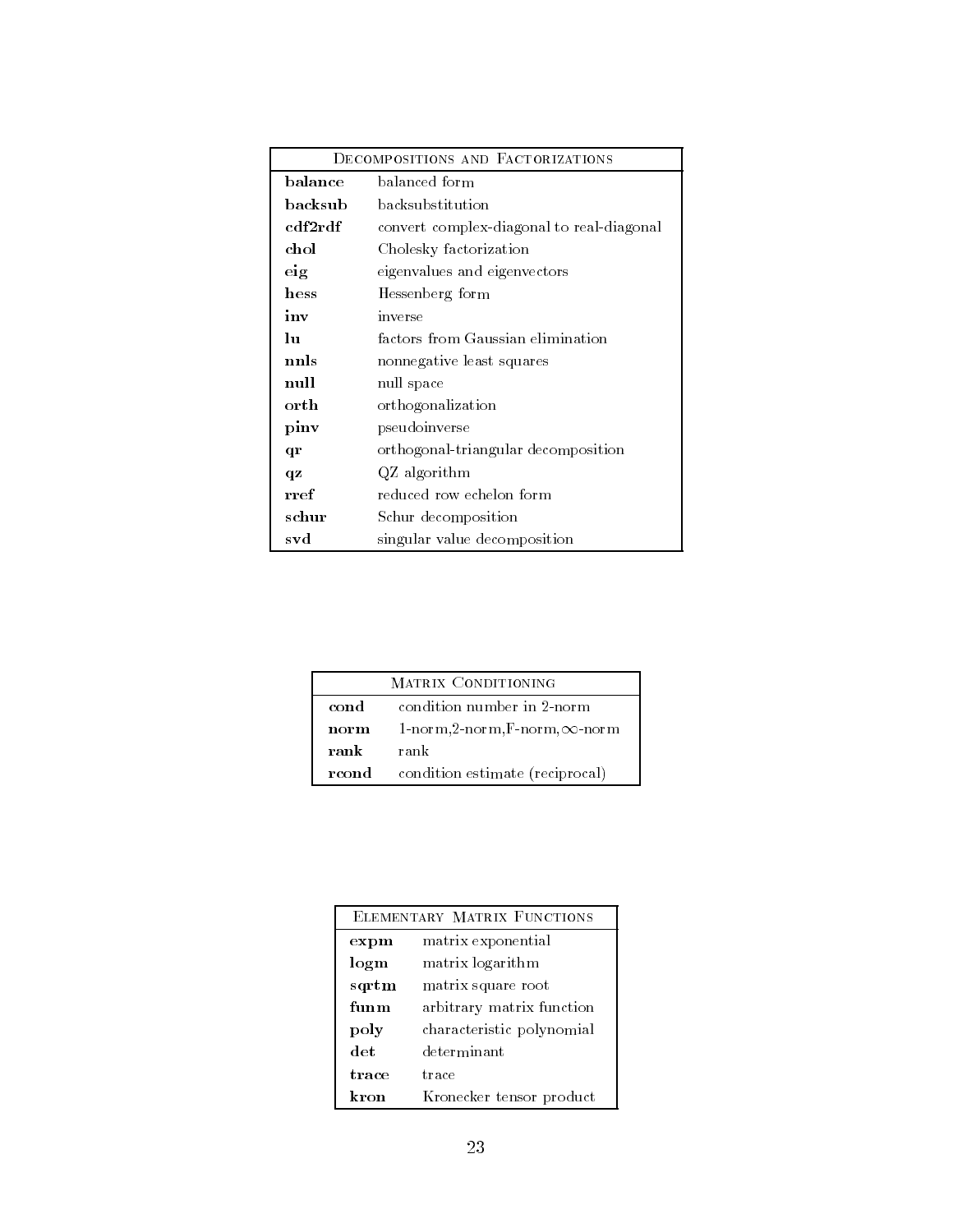| Decompositions and Factorizations | |
|---|---|
| **balance** | balanced form |
| **backsub** | backsubstitution |
| **cdf2rdf** | convert complex-diagonal to real-diagonal |
| **chol** | Cholesky factorization |
| **eig** | eigenvalues and eigenvectors |
| **hess** | Hessenberg form |
| **inv** | inverse |
| **lu** | factors from Gaussian elimination |
| **nnls** | nonnegative least squares |
| **null** | null space |
| **orth** | orthogonalization |
| **pinv** | pseudoinverse |
| **qr** | orthogonal-triangular decomposition |
| **qz** | QZ algorithm |
| **rref** | reduced row echelon form |
| **schur** | Schur decomposition |
| **svd** | singular value decomposition |

| Matrix Conditioning | |
|---|---|
| **cond** | condition number in 2-norm |
| **norm** | 1-norm,2-norm,F-norm,$\infty$-norm |
| **rank** | rank |
| **rcond** | condition estimate (reciprocal) |

| Elementary Matrix Functions | |
|---|---|
| **expm** | matrix exponential |
| **logm** | matrix logarithm |
| **sqrtm** | matrix square root |
| **funm** | arbitrary matrix function |
| **poly** | characteristic polynomial |
| **det** | determinant |
| **trace** | trace |
| **kron** | Kronecker tensor product |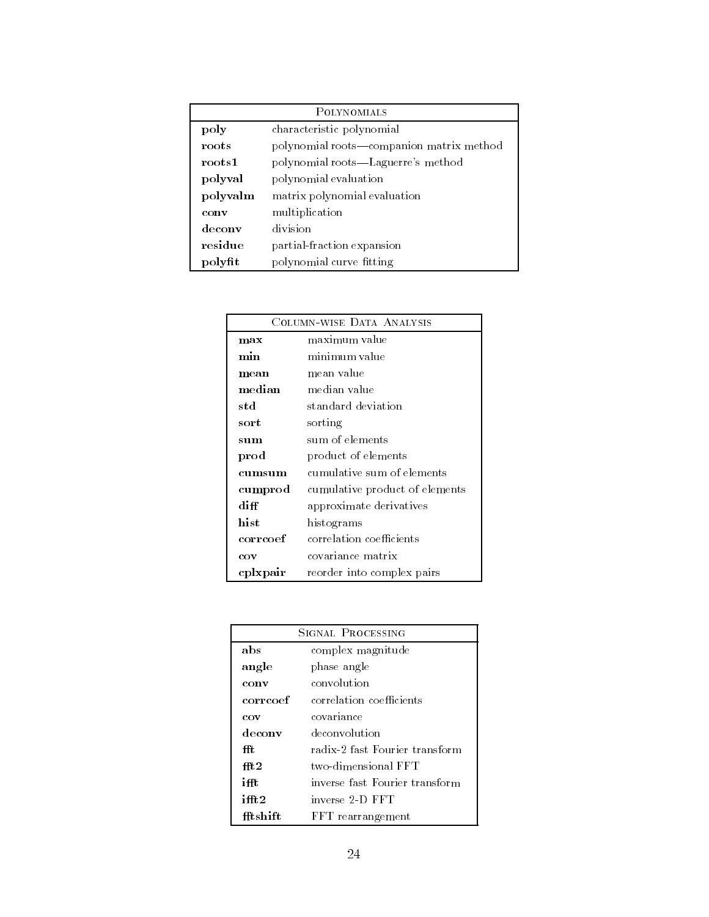| Polynomials | |
|---|---|
| **poly** | characteristic polynomial |
| **roots** | polynomial roots—companion matrix method |
| **roots1** | polynomial roots—Laguerre's method |
| **polyval** | polynomial evaluation |
| **polyvalm** | matrix polynomial evaluation |
| **conv** | multiplication |
| **deconv** | division |
| **residue** | partial-fraction expansion |
| **polyfit** | polynomial curve fitting |

| Column-wise Data Analysis | |
|---|---|
| **max** | maximum value |
| **min** | minimum value |
| **mean** | mean value |
| **median** | median value |
| **std** | standard deviation |
| **sort** | sorting |
| **sum** | sum of elements |
| **prod** | product of elements |
| **cumsum** | cumulative sum of elements |
| **cumprod** | cumulative product of elements |
| **diff** | approximate derivatives |
| **hist** | histograms |
| **corrcoef** | correlation coefficients |
| **cov** | covariance matrix |
| **cplxpair** | reorder into complex pairs |

| Signal Processing | |
|---|---|
| **abs** | complex magnitude |
| **angle** | phase angle |
| **conv** | convolution |
| **corrcoef** | correlation coefficients |
| **cov** | covariance |
| **deconv** | deconvolution |
| **fft** | radix-2 fast Fourier transform |
| **fft2** | two-dimensional FFT |
| **ifft** | inverse fast Fourier transform |
| **ifft2** | inverse 2-D FFT |
| **fftshift** | FFT rearrangement |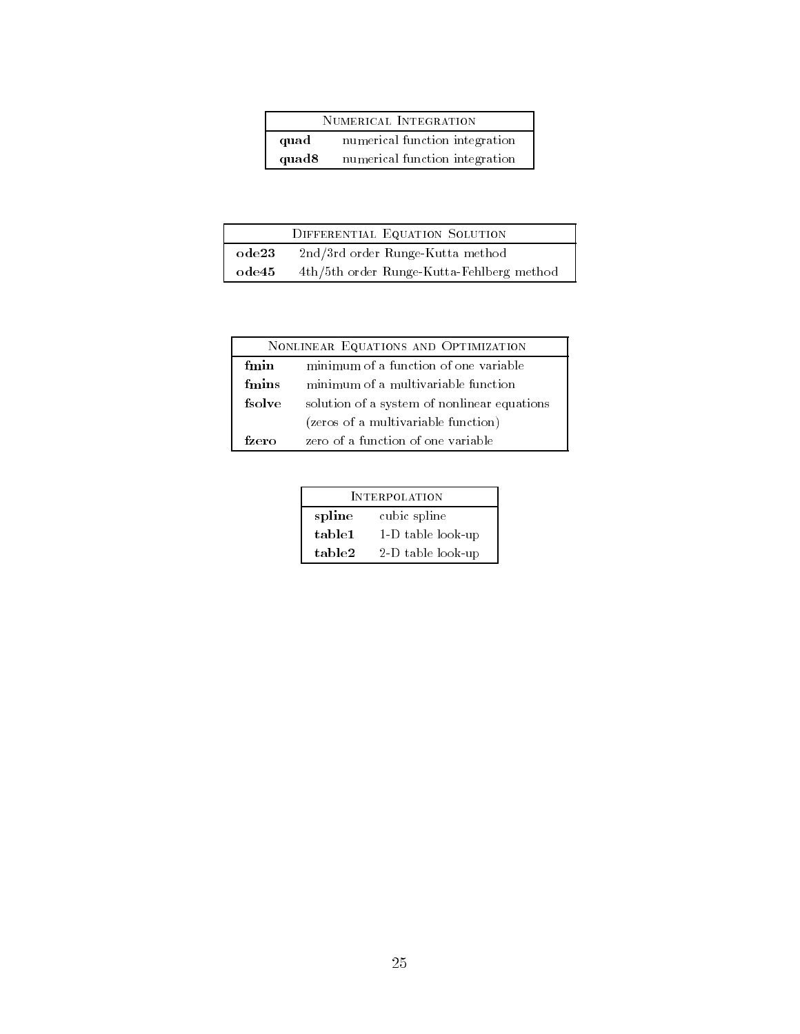| Numerical Integration | |
|---|---|
| **quad** | numerical function integration |
| **quad8** | numerical function integration |

| Differential Equation Solution | |
|---|---|
| **ode23** | 2nd/3rd order Runge-Kutta method |
| **ode45** | 4th/5th order Runge-Kutta-Fehlberg method |

| Nonlinear Equations and Optimization | |
|---|---|
| **fmin** | minimum of a function of one variable |
| **fmins** | minimum of a multivariable function |
| **fsolve** | solution of a system of nonlinear equations (zeros of a multivariable function) |
| **fzero** | zero of a function of one variable |

| Interpolation | |
|---|---|
| **spline** | cubic spline |
| **table1** | 1-D table look-up |
| **table2** | 2-D table look-up |